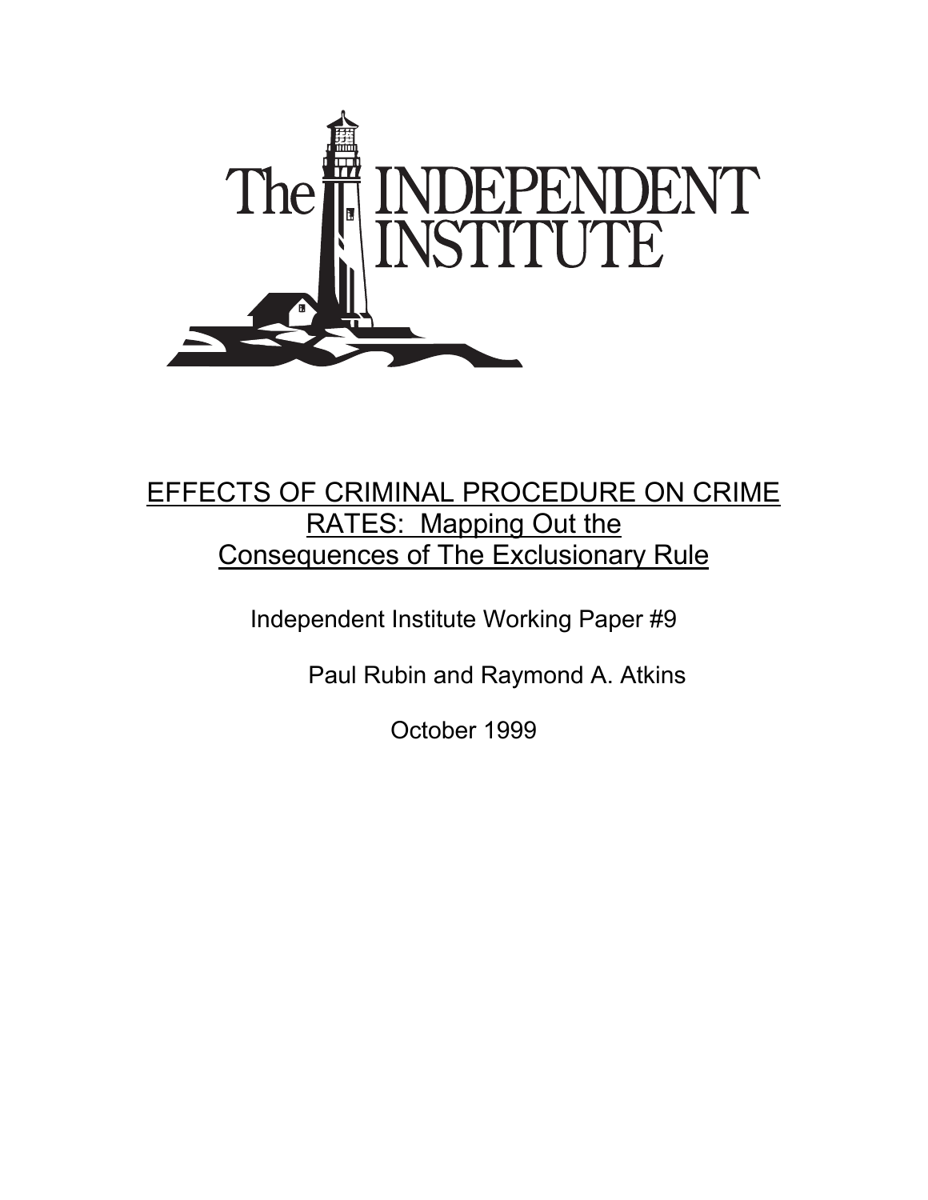The INDEPENDENT INSTITUTE

# EFFECTS OF CRIMINAL PROCEDURE ON CRIME RATES: Mapping Out the Consequences of The Exclusionary Rule

Independent Institute Working Paper #9

Paul Rubin and Raymond A. Atkins

October 1999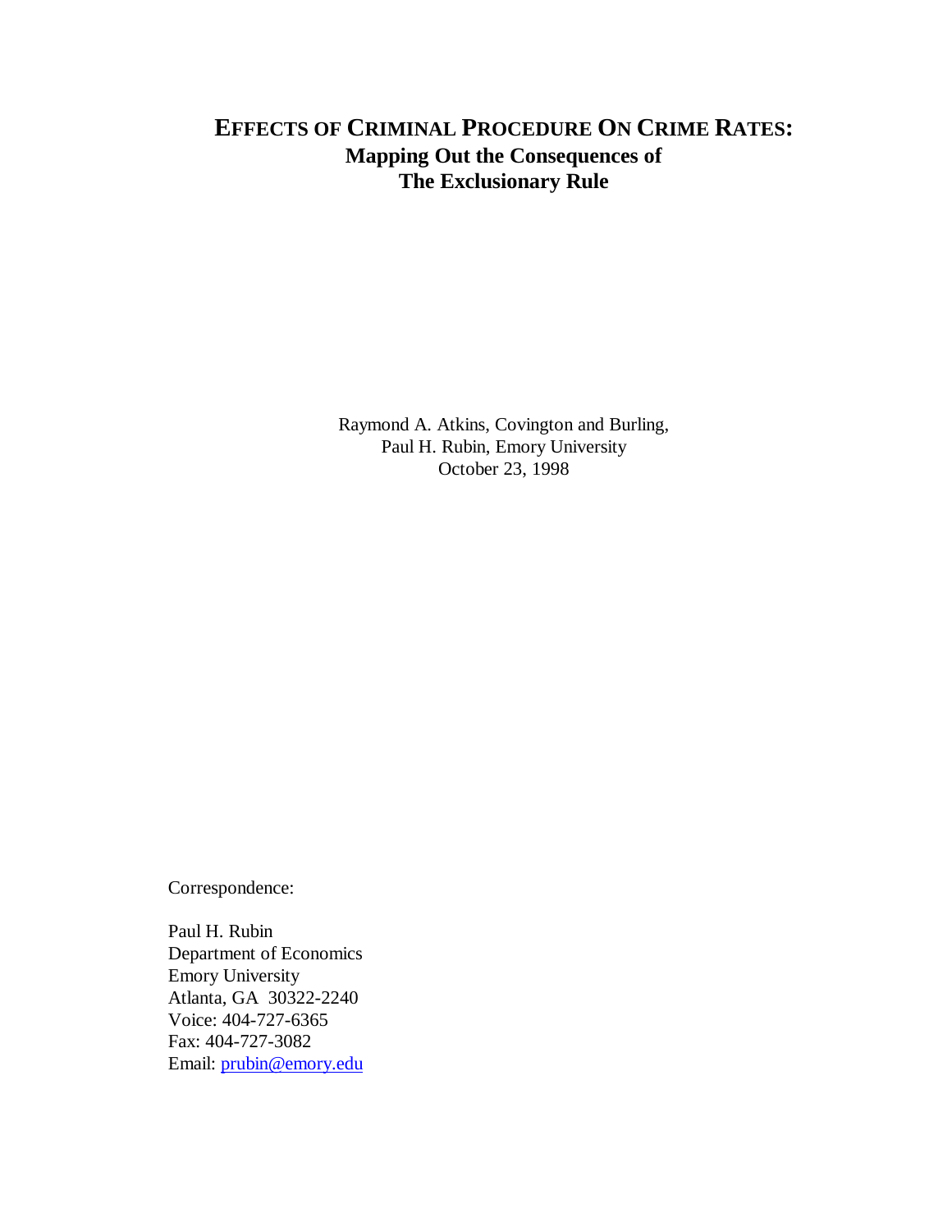# EFFECTS OF CRIMINAL PROCEDURE ON CRIME RATES:
## Mapping Out the Consequences of The Exclusionary Rule

Raymond A. Atkins, Covington and Burling,
Paul H. Rubin, Emory University
October 23, 1998

Correspondence:

Paul H. Rubin
Department of Economics
Emory University
Atlanta, GA 30322-2240
Voice: 404-727-6365
Fax: 404-727-3082
Email: prubin@emory.edu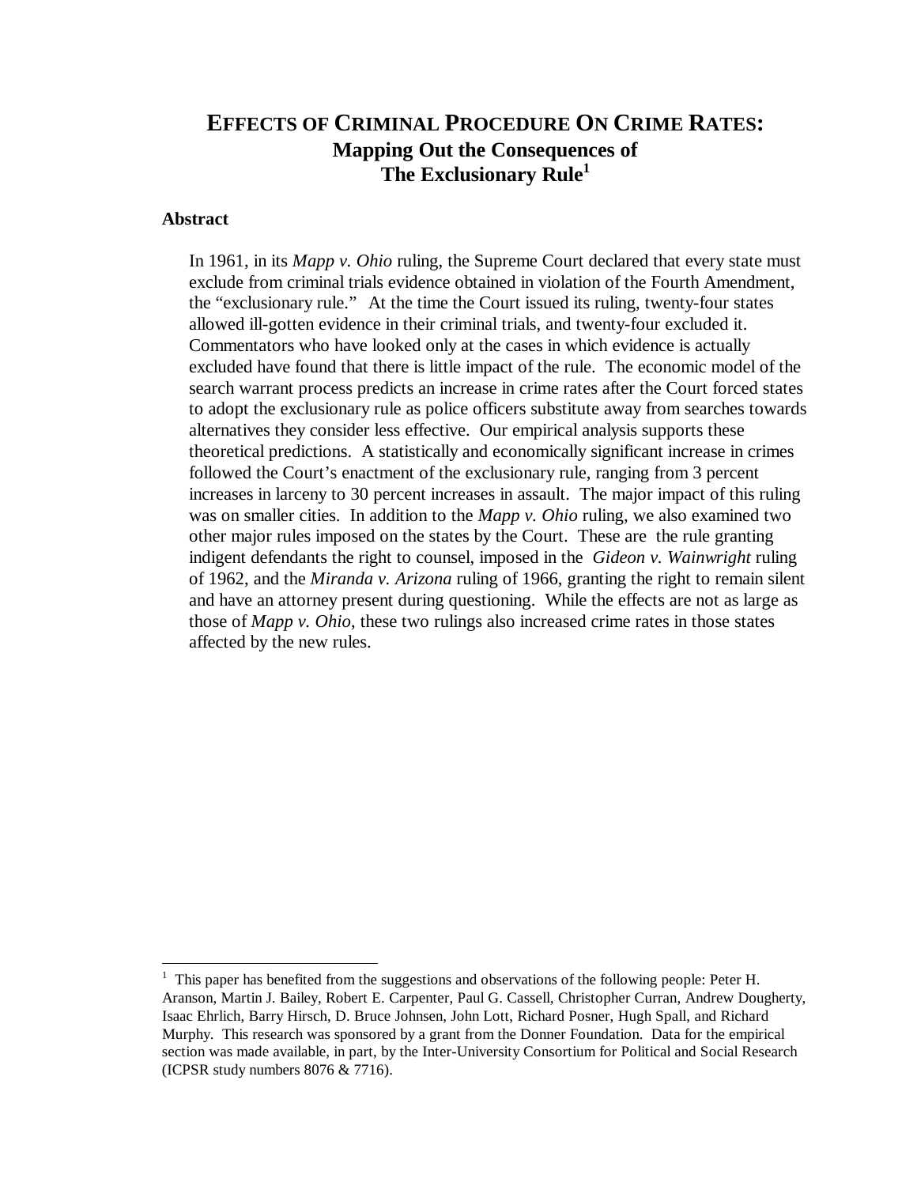# EFFECTS OF CRIMINAL PROCEDURE ON CRIME RATES:
## Mapping Out the Consequences of The Exclusionary Rule[1]

### Abstract

In 1961, in its *Mapp v. Ohio* ruling, the Supreme Court declared that every state must exclude from criminal trials evidence obtained in violation of the Fourth Amendment, the "exclusionary rule." At the time the Court issued its ruling, twenty-four states allowed ill-gotten evidence in their criminal trials, and twenty-four excluded it. Commentators who have looked only at the cases in which evidence is actually excluded have found that there is little impact of the rule. The economic model of the search warrant process predicts an increase in crime rates after the Court forced states to adopt the exclusionary rule as police officers substitute away from searches towards alternatives they consider less effective. Our empirical analysis supports these theoretical predictions. A statistically and economically significant increase in crimes followed the Court's enactment of the exclusionary rule, ranging from 3 percent increases in larceny to 30 percent increases in assault. The major impact of this ruling was on smaller cities. In addition to the *Mapp v. Ohio* ruling, we also examined two other major rules imposed on the states by the Court. These are the rule granting indigent defendants the right to counsel, imposed in the *Gideon v. Wainwright* ruling of 1962, and the *Miranda v. Arizona* ruling of 1966, granting the right to remain silent and have an attorney present during questioning. While the effects are not as large as those of *Mapp v. Ohio*, these two rulings also increased crime rates in those states affected by the new rules.

---

[1] This paper has benefited from the suggestions and observations of the following people: Peter H. Aranson, Martin J. Bailey, Robert E. Carpenter, Paul G. Cassell, Christopher Curran, Andrew Dougherty, Isaac Ehrlich, Barry Hirsch, D. Bruce Johnsen, John Lott, Richard Posner, Hugh Spall, and Richard Murphy. This research was sponsored by a grant from the Donner Foundation. Data for the empirical section was made available, in part, by the Inter-University Consortium for Political and Social Research (ICPSR study numbers 8076 & 7716).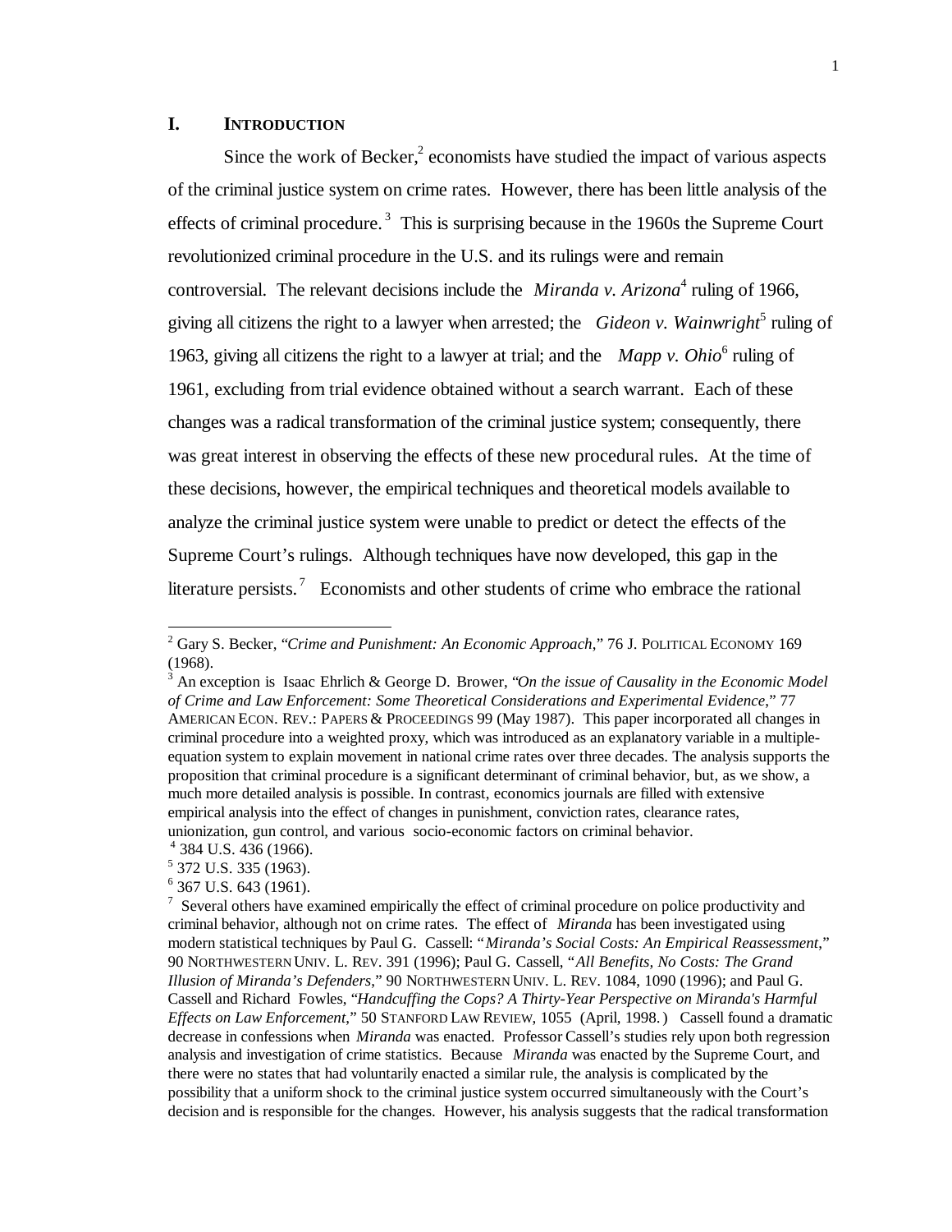## I. INTRODUCTION

Since the work of Becker,[2] economists have studied the impact of various aspects of the criminal justice system on crime rates. However, there has been little analysis of the effects of criminal procedure.[3] This is surprising because in the 1960s the Supreme Court revolutionized criminal procedure in the U.S. and its rulings were and remain controversial. The relevant decisions include the *Miranda v. Arizona*[4] ruling of 1966, giving all citizens the right to a lawyer when arrested; the *Gideon v. Wainwright*[5] ruling of 1963, giving all citizens the right to a lawyer at trial; and the *Mapp v. Ohio*[6] ruling of 1961, excluding from trial evidence obtained without a search warrant. Each of these changes was a radical transformation of the criminal justice system; consequently, there was great interest in observing the effects of these new procedural rules. At the time of these decisions, however, the empirical techniques and theoretical models available to analyze the criminal justice system were unable to predict or detect the effects of the Supreme Court's rulings. Although techniques have now developed, this gap in the literature persists.[7] Economists and other students of crime who embrace the rational

---

[2] Gary S. Becker, "*Crime and Punishment: An Economic Approach*," 76 J. POLITICAL ECONOMY 169 (1968).

[3] An exception is Isaac Ehrlich & George D. Brower, "*On the issue of Causality in the Economic Model of Crime and Law Enforcement: Some Theoretical Considerations and Experimental Evidence*," 77 AMERICAN ECON. REV.: PAPERS & PROCEEDINGS 99 (May 1987). This paper incorporated all changes in criminal procedure into a weighted proxy, which was introduced as an explanatory variable in a multiple-equation system to explain movement in national crime rates over three decades. The analysis supports the proposition that criminal procedure is a significant determinant of criminal behavior, but, as we show, a much more detailed analysis is possible. In contrast, economics journals are filled with extensive empirical analysis into the effect of changes in punishment, conviction rates, clearance rates, unionization, gun control, and various socio-economic factors on criminal behavior.

[4] 384 U.S. 436 (1966).

[5] 372 U.S. 335 (1963).

[6] 367 U.S. 643 (1961).

[7] Several others have examined empirically the effect of criminal procedure on police productivity and criminal behavior, although not on crime rates. The effect of *Miranda* has been investigated using modern statistical techniques by Paul G. Cassell: "*Miranda's Social Costs: An Empirical Reassessment*," 90 NORTHWESTERN UNIV. L. REV. 391 (1996); Paul G. Cassell, "*All Benefits, No Costs: The Grand Illusion of Miranda's Defenders*," 90 NORTHWESTERN UNIV. L. REV. 1084, 1090 (1996); and Paul G. Cassell and Richard Fowles, "*Handcuffing the Cops? A Thirty-Year Perspective on Miranda's Harmful Effects on Law Enforcement*," 50 STANFORD LAW REVIEW, 1055 (April, 1998.) Cassell found a dramatic decrease in confessions when *Miranda* was enacted. Professor Cassell's studies rely upon both regression analysis and investigation of crime statistics. Because *Miranda* was enacted by the Supreme Court, and there were no states that had voluntarily enacted a similar rule, the analysis is complicated by the possibility that a uniform shock to the criminal justice system occurred simultaneously with the Court's decision and is responsible for the changes. However, his analysis suggests that the radical transformation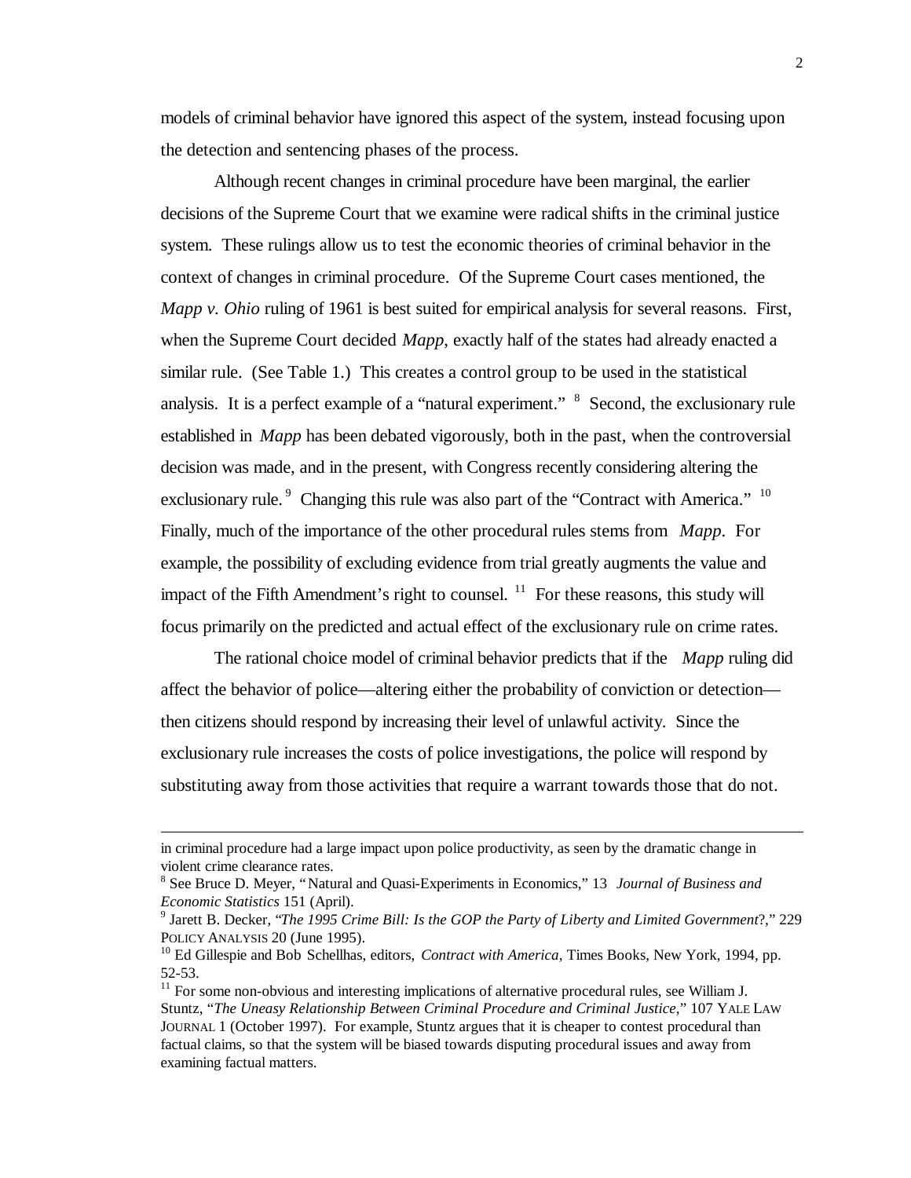models of criminal behavior have ignored this aspect of the system, instead focusing upon the detection and sentencing phases of the process.

Although recent changes in criminal procedure have been marginal, the earlier decisions of the Supreme Court that we examine were radical shifts in the criminal justice system. These rulings allow us to test the economic theories of criminal behavior in the context of changes in criminal procedure. Of the Supreme Court cases mentioned, the *Mapp v. Ohio* ruling of 1961 is best suited for empirical analysis for several reasons. First, when the Supreme Court decided *Mapp*, exactly half of the states had already enacted a similar rule. (See Table 1.) This creates a control group to be used in the statistical analysis. It is a perfect example of a "natural experiment." [8] Second, the exclusionary rule established in *Mapp* has been debated vigorously, both in the past, when the controversial decision was made, and in the present, with Congress recently considering altering the exclusionary rule. [9] Changing this rule was also part of the "Contract with America." [10] Finally, much of the importance of the other procedural rules stems from *Mapp*. For example, the possibility of excluding evidence from trial greatly augments the value and impact of the Fifth Amendment's right to counsel. [11] For these reasons, this study will focus primarily on the predicted and actual effect of the exclusionary rule on crime rates.

The rational choice model of criminal behavior predicts that if the *Mapp* ruling did affect the behavior of police—altering either the probability of conviction or detection—then citizens should respond by increasing their level of unlawful activity. Since the exclusionary rule increases the costs of police investigations, the police will respond by substituting away from those activities that require a warrant towards those that do not.

---

in criminal procedure had a large impact upon police productivity, as seen by the dramatic change in violent crime clearance rates.

[8] See Bruce D. Meyer, "Natural and Quasi-Experiments in Economics," 13 *Journal of Business and Economic Statistics* 151 (April).

[9] Jarett B. Decker, "*The 1995 Crime Bill: Is the GOP the Party of Liberty and Limited Government*?," 229 POLICY ANALYSIS 20 (June 1995).

[10] Ed Gillespie and Bob Schellhas, editors, *Contract with America*, Times Books, New York, 1994, pp. 52-53.

[11] For some non-obvious and interesting implications of alternative procedural rules, see William J. Stuntz, "*The Uneasy Relationship Between Criminal Procedure and Criminal Justice*," 107 YALE LAW JOURNAL 1 (October 1997). For example, Stuntz argues that it is cheaper to contest procedural than factual claims, so that the system will be biased towards disputing procedural issues and away from examining factual matters.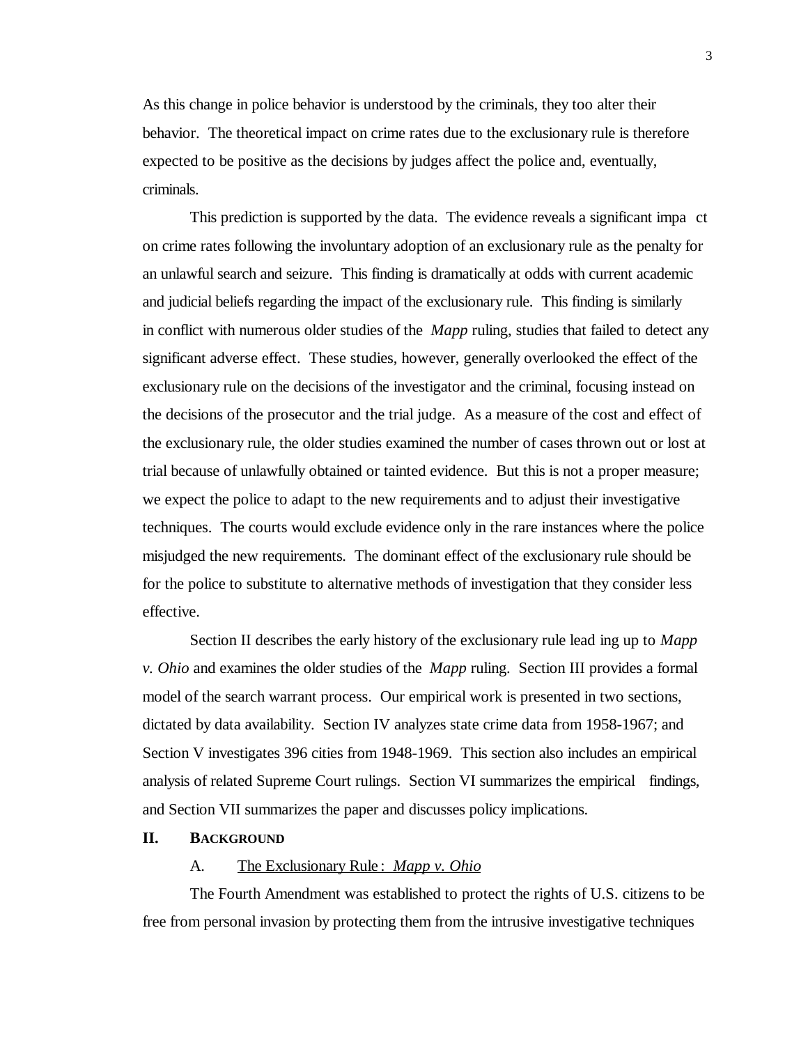As this change in police behavior is understood by the criminals, they too alter their behavior. The theoretical impact on crime rates due to the exclusionary rule is therefore expected to be positive as the decisions by judges affect the police and, eventually, criminals.

This prediction is supported by the data. The evidence reveals a significant impact on crime rates following the involuntary adoption of an exclusionary rule as the penalty for an unlawful search and seizure. This finding is dramatically at odds with current academic and judicial beliefs regarding the impact of the exclusionary rule. This finding is similarly in conflict with numerous older studies of the *Mapp* ruling, studies that failed to detect any significant adverse effect. These studies, however, generally overlooked the effect of the exclusionary rule on the decisions of the investigator and the criminal, focusing instead on the decisions of the prosecutor and the trial judge. As a measure of the cost and effect of the exclusionary rule, the older studies examined the number of cases thrown out or lost at trial because of unlawfully obtained or tainted evidence. But this is not a proper measure; we expect the police to adapt to the new requirements and to adjust their investigative techniques. The courts would exclude evidence only in the rare instances where the police misjudged the new requirements. The dominant effect of the exclusionary rule should be for the police to substitute to alternative methods of investigation that they consider less effective.

Section II describes the early history of the exclusionary rule leading up to *Mapp v. Ohio* and examines the older studies of the *Mapp* ruling. Section III provides a formal model of the search warrant process. Our empirical work is presented in two sections, dictated by data availability. Section IV analyzes state crime data from 1958-1967; and Section V investigates 396 cities from 1948-1969. This section also includes an empirical analysis of related Supreme Court rulings. Section VI summarizes the empirical findings, and Section VII summarizes the paper and discusses policy implications.

## II. BACKGROUND

### A. The Exclusionary Rule: *Mapp v. Ohio*

The Fourth Amendment was established to protect the rights of U.S. citizens to be free from personal invasion by protecting them from the intrusive investigative techniques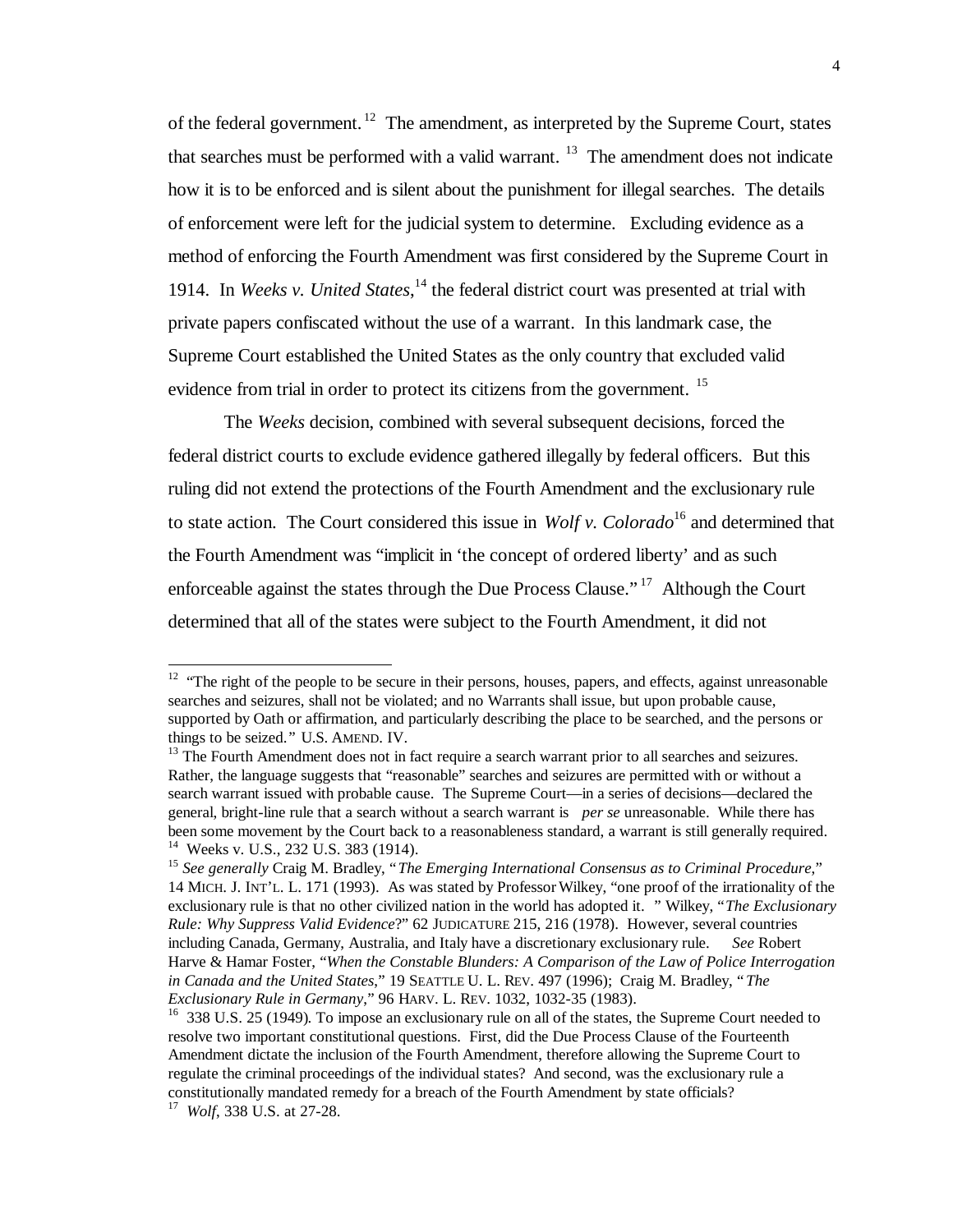of the federal government.[12] The amendment, as interpreted by the Supreme Court, states that searches must be performed with a valid warrant.[13] The amendment does not indicate how it is to be enforced and is silent about the punishment for illegal searches. The details of enforcement were left for the judicial system to determine. Excluding evidence as a method of enforcing the Fourth Amendment was first considered by the Supreme Court in 1914. In *Weeks v. United States*,[14] the federal district court was presented at trial with private papers confiscated without the use of a warrant. In this landmark case, the Supreme Court established the United States as the only country that excluded valid evidence from trial in order to protect its citizens from the government.[15]

The *Weeks* decision, combined with several subsequent decisions, forced the federal district courts to exclude evidence gathered illegally by federal officers. But this ruling did not extend the protections of the Fourth Amendment and the exclusionary rule to state action. The Court considered this issue in *Wolf v. Colorado*[16] and determined that the Fourth Amendment was "implicit in 'the concept of ordered liberty' and as such enforceable against the states through the Due Process Clause."[17] Although the Court determined that all of the states were subject to the Fourth Amendment, it did not

---

[12] "The right of the people to be secure in their persons, houses, papers, and effects, against unreasonable searches and seizures, shall not be violated; and no Warrants shall issue, but upon probable cause, supported by Oath or affirmation, and particularly describing the place to be searched, and the persons or things to be seized." U.S. AMEND. IV.

[13] The Fourth Amendment does not in fact require a search warrant prior to all searches and seizures. Rather, the language suggests that "reasonable" searches and seizures are permitted with or without a search warrant issued with probable cause. The Supreme Court—in a series of decisions—declared the general, bright-line rule that a search without a search warrant is *per se* unreasonable. While there has been some movement by the Court back to a reasonableness standard, a warrant is still generally required.

[14] Weeks v. U.S., 232 U.S. 383 (1914).

[15] *See generally* Craig M. Bradley, "*The Emerging International Consensus as to Criminal Procedure*," 14 MICH. J. INT'L. L. 171 (1993). As was stated by Professor Wilkey, "one proof of the irrationality of the exclusionary rule is that no other civilized nation in the world has adopted it." Wilkey, "*The Exclusionary Rule: Why Suppress Valid Evidence*?" 62 JUDICATURE 215, 216 (1978). However, several countries including Canada, Germany, Australia, and Italy have a discretionary exclusionary rule. *See* Robert Harve & Hamar Foster, "*When the Constable Blunders: A Comparison of the Law of Police Interrogation in Canada and the United States*," 19 SEATTLE U. L. REV. 497 (1996); Craig M. Bradley, "*The Exclusionary Rule in Germany*," 96 HARV. L. REV. 1032, 1032-35 (1983).

[16] 338 U.S. 25 (1949). To impose an exclusionary rule on all of the states, the Supreme Court needed to resolve two important constitutional questions. First, did the Due Process Clause of the Fourteenth Amendment dictate the inclusion of the Fourth Amendment, therefore allowing the Supreme Court to regulate the criminal proceedings of the individual states? And second, was the exclusionary rule a constitutionally mandated remedy for a breach of the Fourth Amendment by state officials?

[17] *Wolf*, 338 U.S. at 27-28.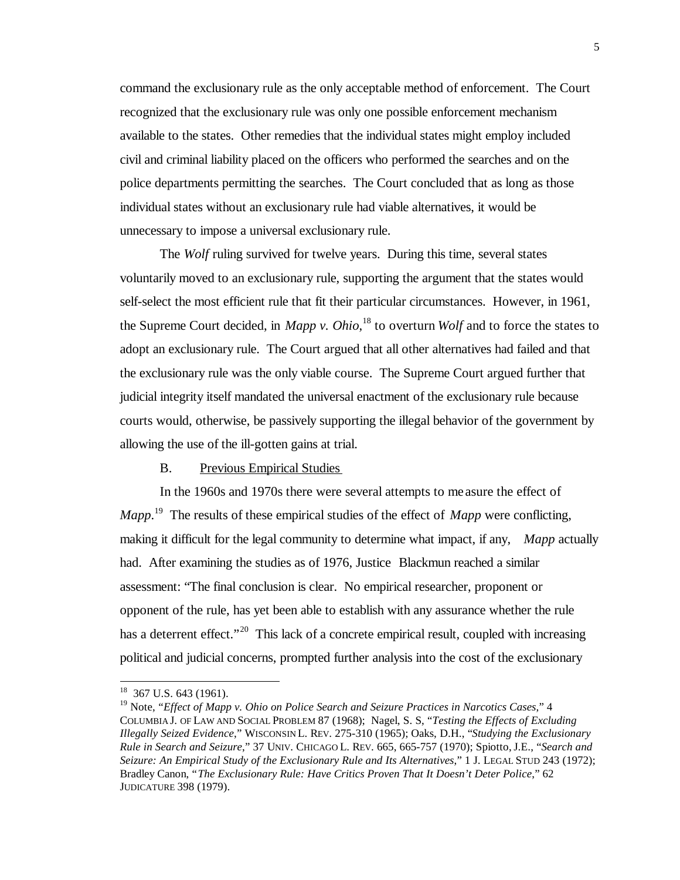command the exclusionary rule as the only acceptable method of enforcement. The Court recognized that the exclusionary rule was only one possible enforcement mechanism available to the states. Other remedies that the individual states might employ included civil and criminal liability placed on the officers who performed the searches and on the police departments permitting the searches. The Court concluded that as long as those individual states without an exclusionary rule had viable alternatives, it would be unnecessary to impose a universal exclusionary rule.

The *Wolf* ruling survived for twelve years. During this time, several states voluntarily moved to an exclusionary rule, supporting the argument that the states would self-select the most efficient rule that fit their particular circumstances. However, in 1961, the Supreme Court decided, in *Mapp v. Ohio*,[18] to overturn *Wolf* and to force the states to adopt an exclusionary rule. The Court argued that all other alternatives had failed and that the exclusionary rule was the only viable course. The Supreme Court argued further that judicial integrity itself mandated the universal enactment of the exclusionary rule because courts would, otherwise, be passively supporting the illegal behavior of the government by allowing the use of the ill-gotten gains at trial.

B. Previous Empirical Studies

In the 1960s and 1970s there were several attempts to measure the effect of *Mapp*.[19] The results of these empirical studies of the effect of *Mapp* were conflicting, making it difficult for the legal community to determine what impact, if any, *Mapp* actually had. After examining the studies as of 1976, Justice Blackmun reached a similar assessment: "The final conclusion is clear. No empirical researcher, proponent or opponent of the rule, has yet been able to establish with any assurance whether the rule has a deterrent effect."[20] This lack of a concrete empirical result, coupled with increasing political and judicial concerns, prompted further analysis into the cost of the exclusionary

---

[18] 367 U.S. 643 (1961).

[19] Note, "*Effect of Mapp v. Ohio on Police Search and Seizure Practices in Narcotics Cases*," 4 COLUMBIA J. OF LAW AND SOCIAL PROBLEM 87 (1968); Nagel, S. S, "*Testing the Effects of Excluding Illegally Seized Evidence*," WISCONSIN L. REV. 275-310 (1965); Oaks, D.H., "*Studying the Exclusionary Rule in Search and Seizure*," 37 UNIV. CHICAGO L. REV. 665, 665-757 (1970); Spiotto, J.E., "*Search and Seizure: An Empirical Study of the Exclusionary Rule and Its Alternatives*," 1 J. LEGAL STUD 243 (1972); Bradley Canon, "*The Exclusionary Rule: Have Critics Proven That It Doesn't Deter Police*," 62 JUDICATURE 398 (1979).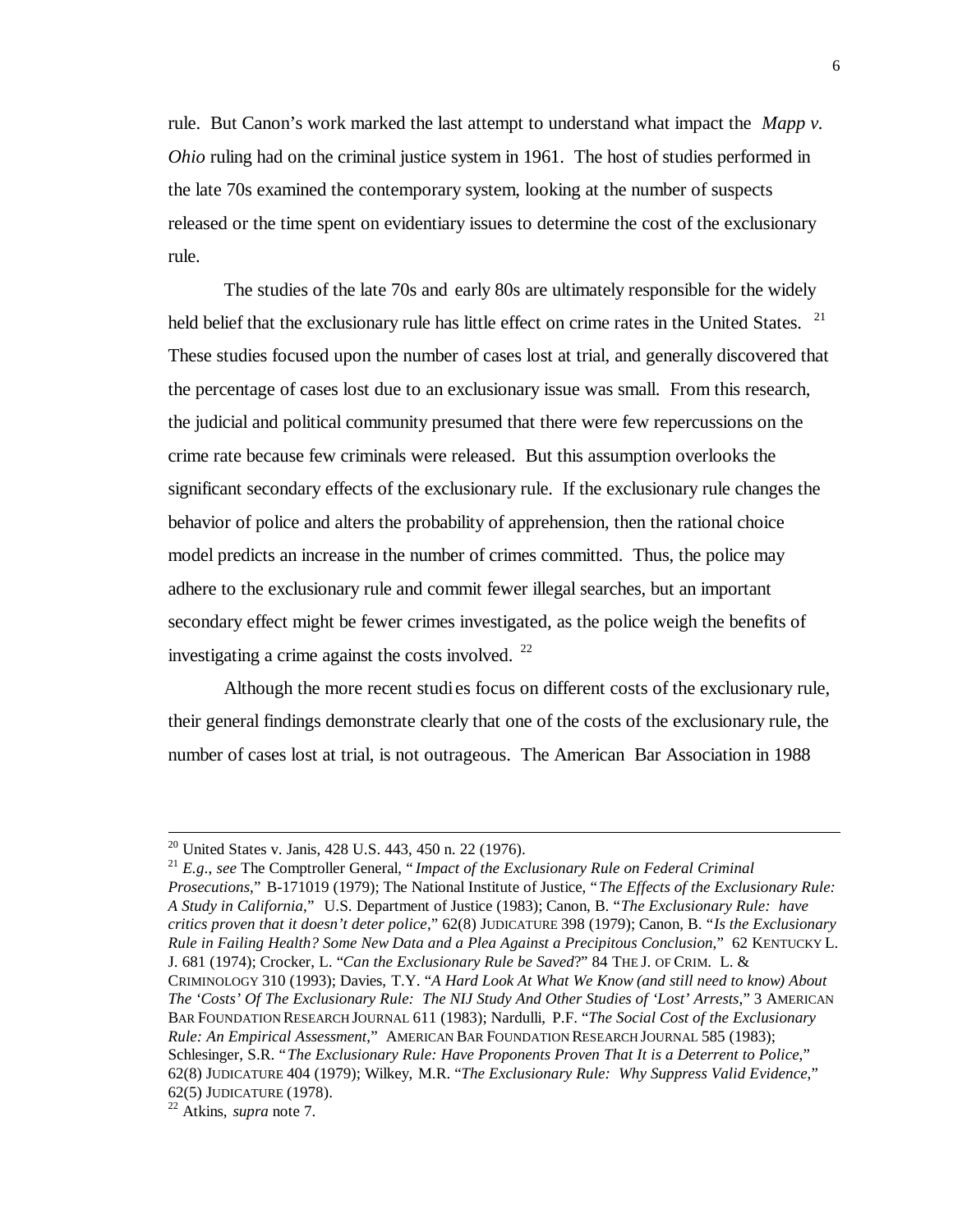rule. But Canon's work marked the last attempt to understand what impact the *Mapp v. Ohio* ruling had on the criminal justice system in 1961. The host of studies performed in the late 70s examined the contemporary system, looking at the number of suspects released or the time spent on evidentiary issues to determine the cost of the exclusionary rule.

The studies of the late 70s and early 80s are ultimately responsible for the widely held belief that the exclusionary rule has little effect on crime rates in the United States. [21] These studies focused upon the number of cases lost at trial, and generally discovered that the percentage of cases lost due to an exclusionary issue was small. From this research, the judicial and political community presumed that there were few repercussions on the crime rate because few criminals were released. But this assumption overlooks the significant secondary effects of the exclusionary rule. If the exclusionary rule changes the behavior of police and alters the probability of apprehension, then the rational choice model predicts an increase in the number of crimes committed. Thus, the police may adhere to the exclusionary rule and commit fewer illegal searches, but an important secondary effect might be fewer crimes investigated, as the police weigh the benefits of investigating a crime against the costs involved. [22]

Although the more recent studies focus on different costs of the exclusionary rule, their general findings demonstrate clearly that one of the costs of the exclusionary rule, the number of cases lost at trial, is not outrageous. The American Bar Association in 1988

---

[20] United States v. Janis, 428 U.S. 443, 450 n. 22 (1976).

[21] *E.g., see* The Comptroller General, "*Impact of the Exclusionary Rule on Federal Criminal Prosecutions*," B-171019 (1979); The National Institute of Justice, "*The Effects of the Exclusionary Rule: A Study in California*," U.S. Department of Justice (1983); Canon, B. "*The Exclusionary Rule: have critics proven that it doesn't deter police*," 62(8) JUDICATURE 398 (1979); Canon, B. "*Is the Exclusionary Rule in Failing Health? Some New Data and a Plea Against a Precipitous Conclusion*," 62 KENTUCKY L. J. 681 (1974); Crocker, L. "*Can the Exclusionary Rule be Saved*?" 84 THE J. OF CRIM. L. & CRIMINOLOGY 310 (1993); Davies, T.Y. "*A Hard Look At What We Know (and still need to know) About The 'Costs' Of The Exclusionary Rule: The NIJ Study And Other Studies of 'Lost' Arrests*," 3 AMERICAN BAR FOUNDATION RESEARCH JOURNAL 611 (1983); Nardulli, P.F. "*The Social Cost of the Exclusionary Rule: An Empirical Assessment*," AMERICAN BAR FOUNDATION RESEARCH JOURNAL 585 (1983); Schlesinger, S.R. "*The Exclusionary Rule: Have Proponents Proven That It is a Deterrent to Police*," 62(8) JUDICATURE 404 (1979); Wilkey, M.R. "*The Exclusionary Rule: Why Suppress Valid Evidence*," 62(5) JUDICATURE (1978).

[22] Atkins, *supra* note 7.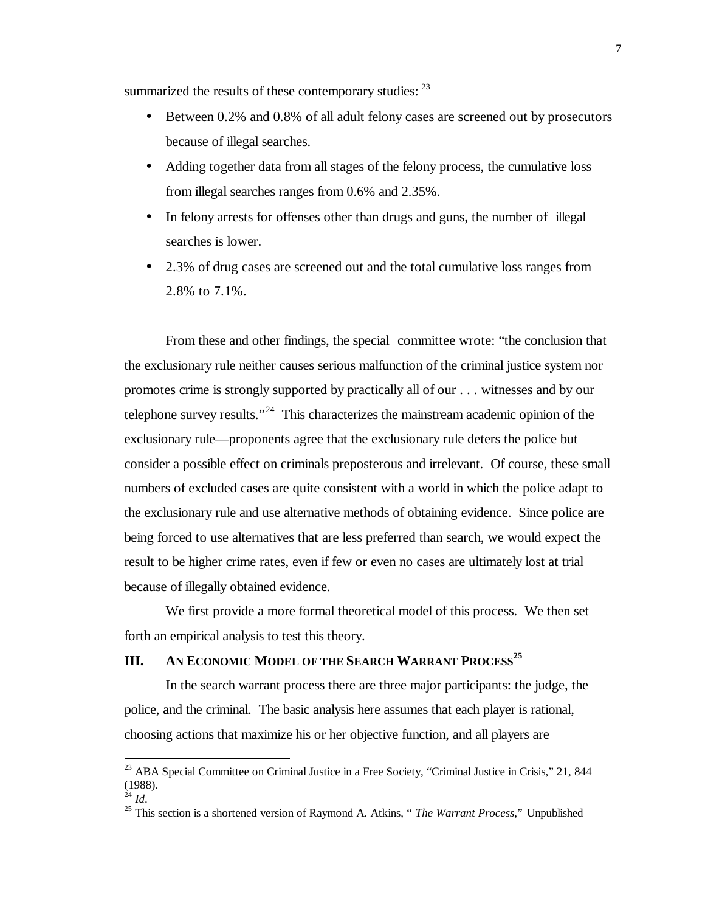summarized the results of these contemporary studies: [23]

- Between 0.2% and 0.8% of all adult felony cases are screened out by prosecutors because of illegal searches.
- Adding together data from all stages of the felony process, the cumulative loss from illegal searches ranges from 0.6% and 2.35%.
- In felony arrests for offenses other than drugs and guns, the number of illegal searches is lower.
- 2.3% of drug cases are screened out and the total cumulative loss ranges from 2.8% to 7.1%.

From these and other findings, the special committee wrote: "the conclusion that the exclusionary rule neither causes serious malfunction of the criminal justice system nor promotes crime is strongly supported by practically all of our . . . witnesses and by our telephone survey results."[24] This characterizes the mainstream academic opinion of the exclusionary rule—proponents agree that the exclusionary rule deters the police but consider a possible effect on criminals preposterous and irrelevant. Of course, these small numbers of excluded cases are quite consistent with a world in which the police adapt to the exclusionary rule and use alternative methods of obtaining evidence. Since police are being forced to use alternatives that are less preferred than search, we would expect the result to be higher crime rates, even if few or even no cases are ultimately lost at trial because of illegally obtained evidence.

We first provide a more formal theoretical model of this process. We then set forth an empirical analysis to test this theory.

## III. AN ECONOMIC MODEL OF THE SEARCH WARRANT PROCESS[25]

In the search warrant process there are three major participants: the judge, the police, and the criminal. The basic analysis here assumes that each player is rational, choosing actions that maximize his or her objective function, and all players are

---

[23] ABA Special Committee on Criminal Justice in a Free Society, "Criminal Justice in Crisis," 21, 844 (1988).

[24] *Id*.

[25] This section is a shortened version of Raymond A. Atkins, "*The Warrant Process*," Unpublished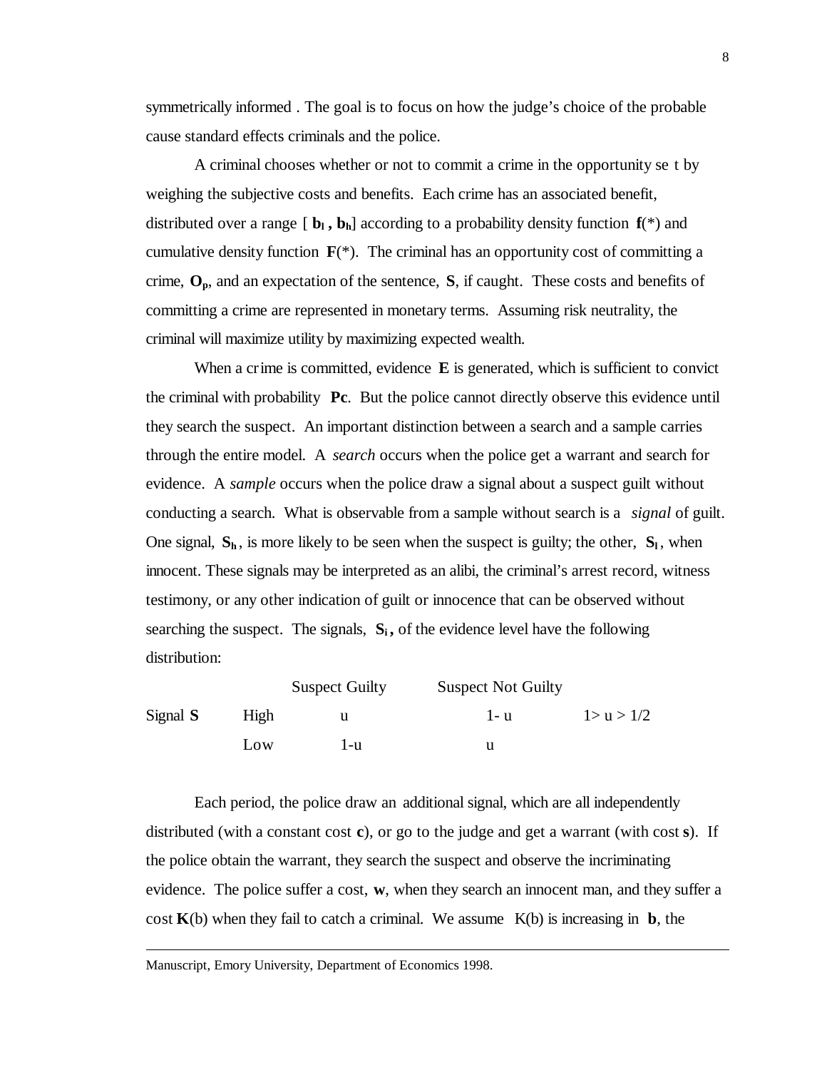symmetrically informed . The goal is to focus on how the judge's choice of the probable cause standard effects criminals and the police.

A criminal chooses whether or not to commit a crime in the opportunity se t by weighing the subjective costs and benefits. Each crime has an associated benefit, distributed over a range [ $\mathbf{b_l}$ , $\mathbf{b_h}$] according to a probability density function $\mathbf{f}(*)$ and cumulative density function $\mathbf{F}(*)$. The criminal has an opportunity cost of committing a crime, $\mathbf{O_p}$, and an expectation of the sentence, **S**, if caught. These costs and benefits of committing a crime are represented in monetary terms. Assuming risk neutrality, the criminal will maximize utility by maximizing expected wealth.

When a crime is committed, evidence **E** is generated, which is sufficient to convict the criminal with probability **Pc**. But the police cannot directly observe this evidence until they search the suspect. An important distinction between a search and a sample carries through the entire model. A *search* occurs when the police get a warrant and search for evidence. A *sample* occurs when the police draw a signal about a suspect guilt without conducting a search. What is observable from a sample without search is a *signal* of guilt. One signal, $\mathbf{S_h}$, is more likely to be seen when the suspect is guilty; the other, $\mathbf{S_l}$, when innocent. These signals may be interpreted as an alibi, the criminal's arrest record, witness testimony, or any other indication of guilt or innocence that can be observed without searching the suspect. The signals, $\mathbf{S_i}$**,** of the evidence level have the following distribution:

| | | Suspect Guilty | Suspect Not Guilty | |
|---|---|---|---|---|
| Signal **S** | High | u | 1- u | $1 > u > 1/2$ |
| | Low | 1-u | u | |

Each period, the police draw an additional signal, which are all independently distributed (with a constant cost **c**), or go to the judge and get a warrant (with cost **s**). If the police obtain the warrant, they search the suspect and observe the incriminating evidence. The police suffer a cost, **w**, when they search an innocent man, and they suffer a cost **K**(b) when they fail to catch a criminal. We assume K(b) is increasing in **b**, the

Manuscript, Emory University, Department of Economics 1998.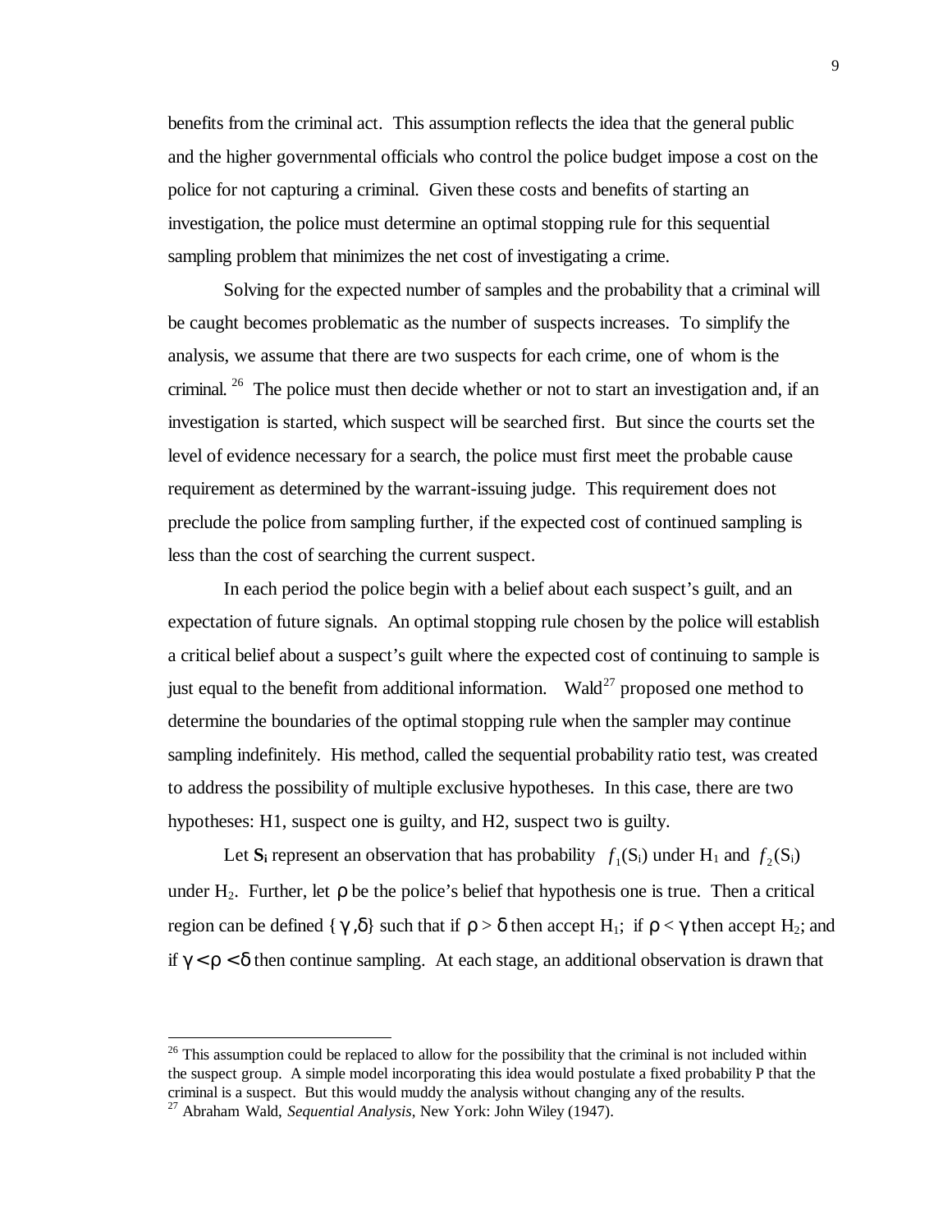benefits from the criminal act. This assumption reflects the idea that the general public and the higher governmental officials who control the police budget impose a cost on the police for not capturing a criminal. Given these costs and benefits of starting an investigation, the police must determine an optimal stopping rule for this sequential sampling problem that minimizes the net cost of investigating a crime.

Solving for the expected number of samples and the probability that a criminal will be caught becomes problematic as the number of suspects increases. To simplify the analysis, we assume that there are two suspects for each crime, one of whom is the criminal.[26] The police must then decide whether or not to start an investigation and, if an investigation is started, which suspect will be searched first. But since the courts set the level of evidence necessary for a search, the police must first meet the probable cause requirement as determined by the warrant-issuing judge. This requirement does not preclude the police from sampling further, if the expected cost of continued sampling is less than the cost of searching the current suspect.

In each period the police begin with a belief about each suspect's guilt, and an expectation of future signals. An optimal stopping rule chosen by the police will establish a critical belief about a suspect's guilt where the expected cost of continuing to sample is just equal to the benefit from additional information. Wald[27] proposed one method to determine the boundaries of the optimal stopping rule when the sampler may continue sampling indefinitely. His method, called the sequential probability ratio test, was created to address the possibility of multiple exclusive hypotheses. In this case, there are two hypotheses: H1, suspect one is guilty, and H2, suspect two is guilty.

Let $\mathbf{S_i}$ represent an observation that has probability $f_1(S_i)$ under $H_1$ and $f_2(S_i)$ under $H_2$. Further, let $\rho$ be the police's belief that hypothesis one is true. Then a critical region can be defined $\{\gamma, \delta\}$ such that if $\rho > \delta$ then accept $H_1$; if $\rho < \gamma$ then accept $H_2$; and if $\gamma < \rho < \delta$ then continue sampling. At each stage, an additional observation is drawn that

---

[26] This assumption could be replaced to allow for the possibility that the criminal is not included within the suspect group. A simple model incorporating this idea would postulate a fixed probability P that the criminal is a suspect. But this would muddy the analysis without changing any of the results.

[27] Abraham Wald, *Sequential Analysis*, New York: John Wiley (1947).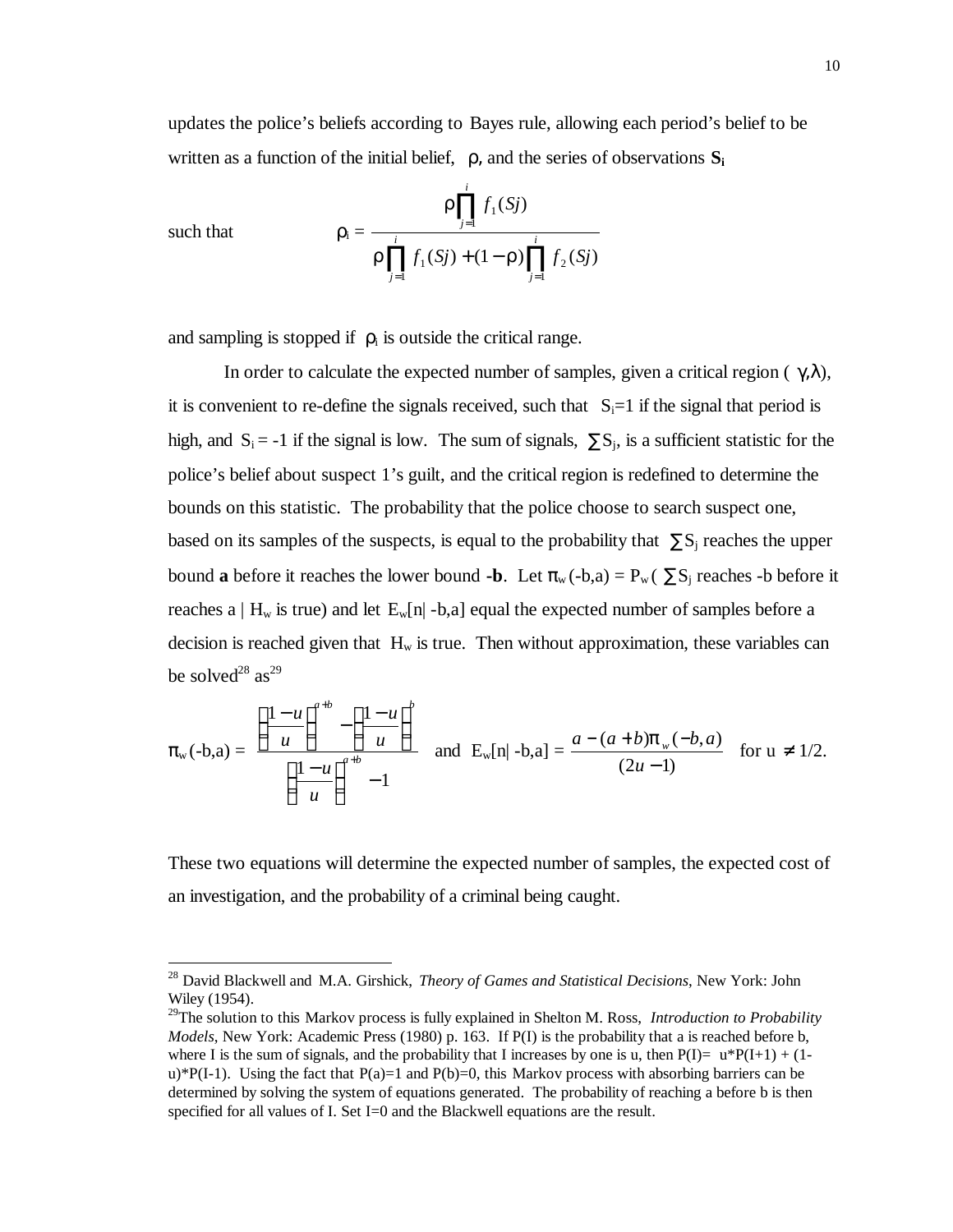updates the police's beliefs according to Bayes rule, allowing each period's belief to be written as a function of the initial belief, $\rho$, and the series of observations $\mathbf{S_i}$

such that

$$\rho_i = \frac{\rho \prod_{j=1}^{i} f_1(Sj)}{\rho \prod_{j=1}^{i} f_1(Sj) + (1-\rho) \prod_{j=1}^{i} f_2(Sj)}$$

and sampling is stopped if $\rho_i$ is outside the critical range.

In order to calculate the expected number of samples, given a critical region ($\gamma,\lambda$), it is convenient to re-define the signals received, such that $S_i=1$ if the signal that period is high, and $S_i = -1$ if the signal is low. The sum of signals, $\sum S_j$, is a sufficient statistic for the police's belief about suspect 1's guilt, and the critical region is redefined to determine the bounds on this statistic. The probability that the police choose to search suspect one, based on its samples of the suspects, is equal to the probability that $\sum S_j$ reaches the upper bound **a** before it reaches the lower bound **-b**. Let $\pi_w(-b,a) = P_w(\sum S_j$ reaches -b before it reaches a | $H_w$ is true) and let $E_w[n| -b,a]$ equal the expected number of samples before a decision is reached given that $H_w$ is true. Then without approximation, these variables can be solved[28] as[29]

$$\pi_w(-b,a) = \frac{\left(\frac{1-u}{u}\right)^{a+b} - \left(\frac{1-u}{u}\right)^{b}}{\left(\frac{1-u}{u}\right)^{a+b} - 1} \quad \text{and} \quad E_w[n| -b,a] = \frac{a-(a+b)\pi_w(-b,a)}{(2u-1)} \quad \text{for } u \neq 1/2.$$

These two equations will determine the expected number of samples, the expected cost of an investigation, and the probability of a criminal being caught.

---

[28] David Blackwell and M.A. Girshick, *Theory of Games and Statistical Decisions*, New York: John Wiley (1954).

[29] The solution to this Markov process is fully explained in Shelton M. Ross, *Introduction to Probability Models*, New York: Academic Press (1980) p. 163. If P(I) is the probability that a is reached before b, where I is the sum of signals, and the probability that I increases by one is u, then P(I)= u*P(I+1) + (1-u)*P(I-1). Using the fact that P(a)=1 and P(b)=0, this Markov process with absorbing barriers can be determined by solving the system of equations generated. The probability of reaching a before b is then specified for all values of I. Set I=0 and the Blackwell equations are the result.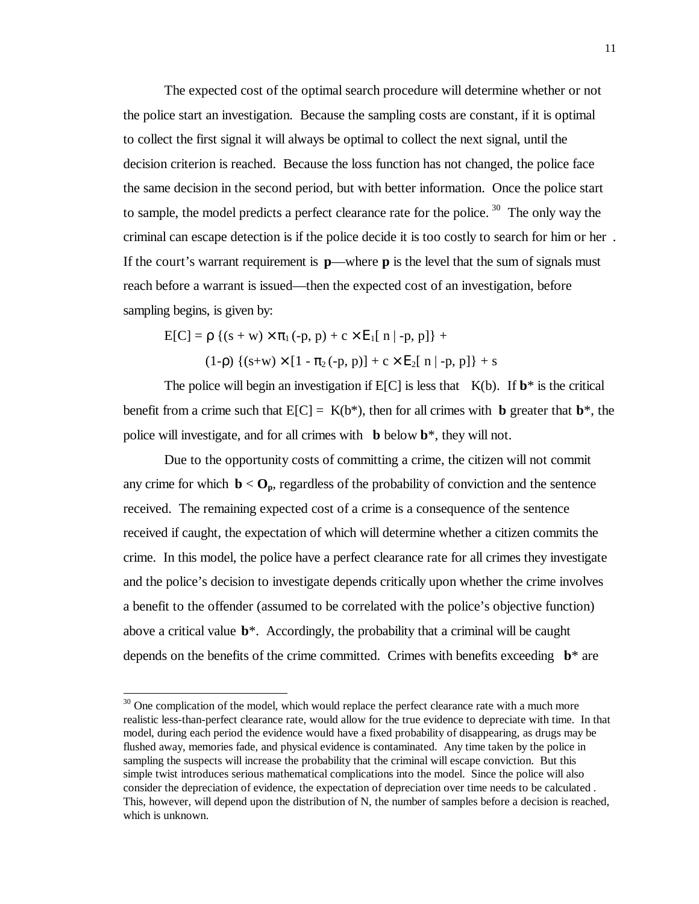The expected cost of the optimal search procedure will determine whether or not the police start an investigation. Because the sampling costs are constant, if it is optimal to collect the first signal it will always be optimal to collect the next signal, until the decision criterion is reached. Because the loss function has not changed, the police face the same decision in the second period, but with better information. Once the police start to sample, the model predicts a perfect clearance rate for the police.[30] The only way the criminal can escape detection is if the police decide it is too costly to search for him or her. If the court's warrant requirement is **p**—where **p** is the level that the sum of signals must reach before a warrant is issued—then the expected cost of an investigation, before sampling begins, is given by:

$$
\begin{aligned}
E[C] = \rho\,\{(s + w) \times \pi_1(-p, p) + c \times E_1[\, n \mid -p, p]\} &+ \\
(1-\rho)\,\{(s+w) \times [1 - \pi_2(-p, p)] + c \times E_2[\, n \mid -p, p]\} &+ s
\end{aligned}
$$

The police will begin an investigation if E[C] is less that K(b). If **b**\* is the critical benefit from a crime such that E[C] = K(b\*), then for all crimes with **b** greater that **b**\*, the police will investigate, and for all crimes with **b** below **b**\*, they will not.

Due to the opportunity costs of committing a crime, the citizen will not commit any crime for which **b** < $\mathbf{O_p}$, regardless of the probability of conviction and the sentence received. The remaining expected cost of a crime is a consequence of the sentence received if caught, the expectation of which will determine whether a citizen commits the crime. In this model, the police have a perfect clearance rate for all crimes they investigate and the police's decision to investigate depends critically upon whether the crime involves a benefit to the offender (assumed to be correlated with the police's objective function) above a critical value **b**\*. Accordingly, the probability that a criminal will be caught depends on the benefits of the crime committed. Crimes with benefits exceeding **b**\* are

---

[30] One complication of the model, which would replace the perfect clearance rate with a much more realistic less-than-perfect clearance rate, would allow for the true evidence to depreciate with time. In that model, during each period the evidence would have a fixed probability of disappearing, as drugs may be flushed away, memories fade, and physical evidence is contaminated. Any time taken by the police in sampling the suspects will increase the probability that the criminal will escape conviction. But this simple twist introduces serious mathematical complications into the model. Since the police will also consider the depreciation of evidence, the expectation of depreciation over time needs to be calculated. This, however, will depend upon the distribution of N, the number of samples before a decision is reached, which is unknown.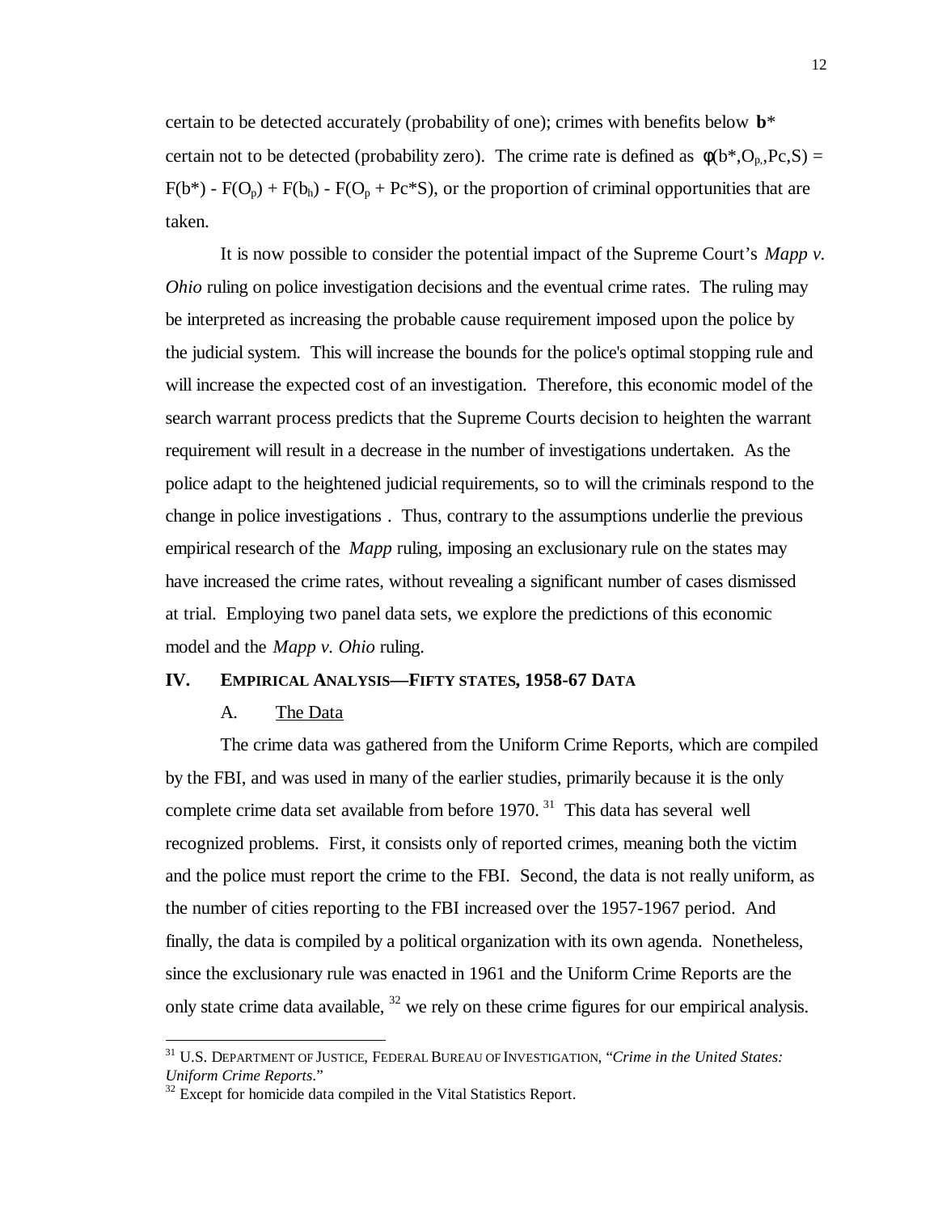certain to be detected accurately (probability of one); crimes with benefits below **b**\* certain not to be detected (probability zero). The crime rate is defined as $\phi(b^*, O_{p,}, Pc, S) = F(b^*) - F(O_p) + F(b_h) - F(O_p + Pc^*S)$, or the proportion of criminal opportunities that are taken.

It is now possible to consider the potential impact of the Supreme Court's *Mapp v. Ohio* ruling on police investigation decisions and the eventual crime rates. The ruling may be interpreted as increasing the probable cause requirement imposed upon the police by the judicial system. This will increase the bounds for the police's optimal stopping rule and will increase the expected cost of an investigation. Therefore, this economic model of the search warrant process predicts that the Supreme Courts decision to heighten the warrant requirement will result in a decrease in the number of investigations undertaken. As the police adapt to the heightened judicial requirements, so to will the criminals respond to the change in police investigations . Thus, contrary to the assumptions underlie the previous empirical research of the *Mapp* ruling, imposing an exclusionary rule on the states may have increased the crime rates, without revealing a significant number of cases dismissed at trial. Employing two panel data sets, we explore the predictions of this economic model and the *Mapp v. Ohio* ruling.

## IV. EMPIRICAL ANALYSIS—FIFTY STATES, 1958-67 DATA

### A. The Data

The crime data was gathered from the Uniform Crime Reports, which are compiled by the FBI, and was used in many of the earlier studies, primarily because it is the only complete crime data set available from before 1970. [31] This data has several well recognized problems. First, it consists only of reported crimes, meaning both the victim and the police must report the crime to the FBI. Second, the data is not really uniform, as the number of cities reporting to the FBI increased over the 1957-1967 period. And finally, the data is compiled by a political organization with its own agenda. Nonetheless, since the exclusionary rule was enacted in 1961 and the Uniform Crime Reports are the only state crime data available, [32] we rely on these crime figures for our empirical analysis.

[31] U.S. DEPARTMENT OF JUSTICE, FEDERAL BUREAU OF INVESTIGATION, "*Crime in the United States: Uniform Crime Reports*."

[32] Except for homicide data compiled in the Vital Statistics Report.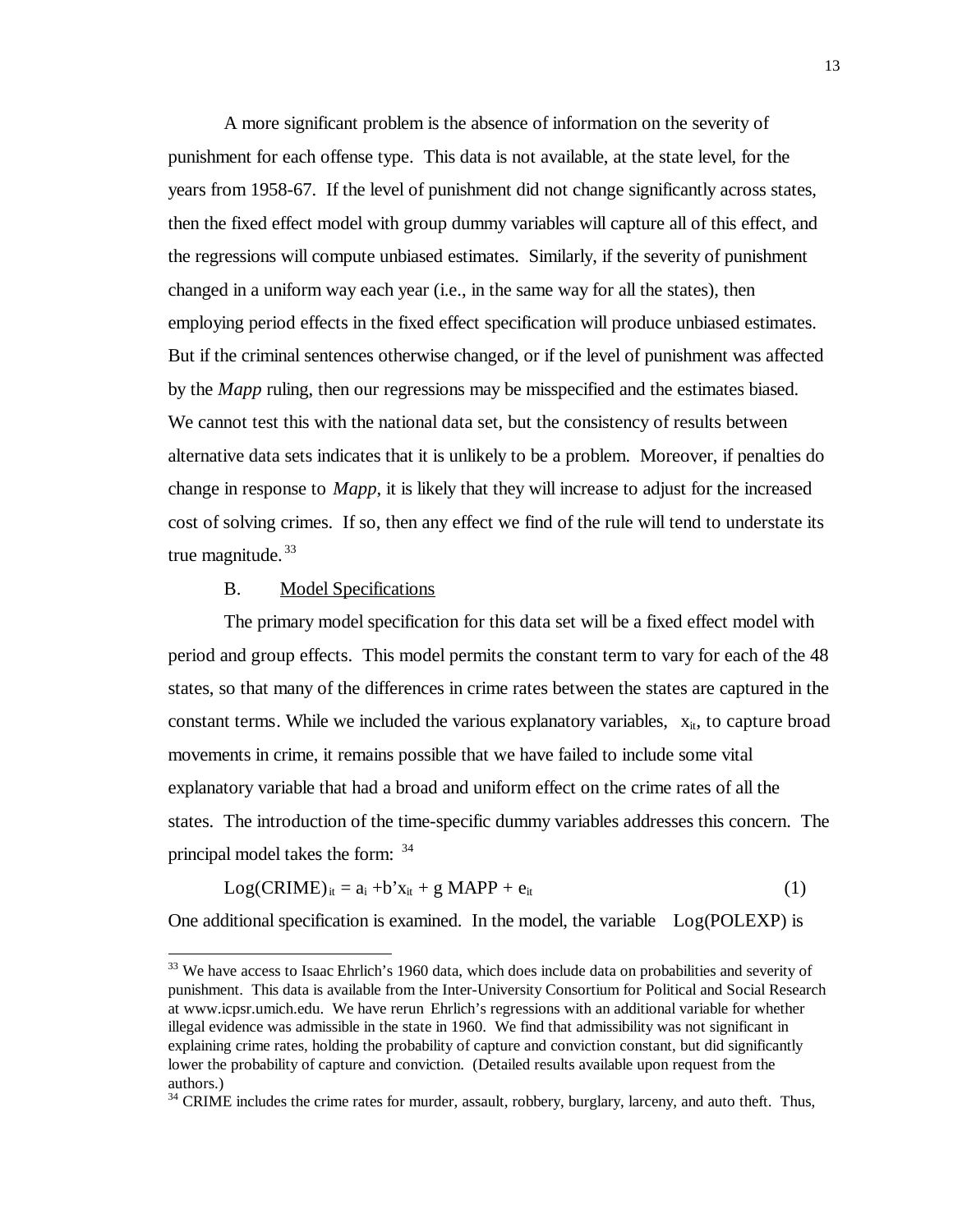A more significant problem is the absence of information on the severity of punishment for each offense type. This data is not available, at the state level, for the years from 1958-67. If the level of punishment did not change significantly across states, then the fixed effect model with group dummy variables will capture all of this effect, and the regressions will compute unbiased estimates. Similarly, if the severity of punishment changed in a uniform way each year (i.e., in the same way for all the states), then employing period effects in the fixed effect specification will produce unbiased estimates. But if the criminal sentences otherwise changed, or if the level of punishment was affected by the *Mapp* ruling, then our regressions may be misspecified and the estimates biased. We cannot test this with the national data set, but the consistency of results between alternative data sets indicates that it is unlikely to be a problem. Moreover, if penalties do change in response to *Mapp*, it is likely that they will increase to adjust for the increased cost of solving crimes. If so, then any effect we find of the rule will tend to understate its true magnitude.[33]

## B. Model Specifications

The primary model specification for this data set will be a fixed effect model with period and group effects. This model permits the constant term to vary for each of the 48 states, so that many of the differences in crime rates between the states are captured in the constant terms. While we included the various explanatory variables, $x_{it}$, to capture broad movements in crime, it remains possible that we have failed to include some vital explanatory variable that had a broad and uniform effect on the crime rates of all the states. The introduction of the time-specific dummy variables addresses this concern. The principal model takes the form: [34]

$$\text{Log(CRIME)}_{it} = a_i + b'x_{it} + g\,\text{MAPP} + e_{it} \tag{1}$$

One additional specification is examined. In the model, the variable Log(POLEXP) is

---

[33] We have access to Isaac Ehrlich's 1960 data, which does include data on probabilities and severity of punishment. This data is available from the Inter-University Consortium for Political and Social Research at www.icpsr.umich.edu. We have rerun Ehrlich's regressions with an additional variable for whether illegal evidence was admissible in the state in 1960. We find that admissibility was not significant in explaining crime rates, holding the probability of capture and conviction constant, but did significantly lower the probability of capture and conviction. (Detailed results available upon request from the authors.)

[34] CRIME includes the crime rates for murder, assault, robbery, burglary, larceny, and auto theft. Thus,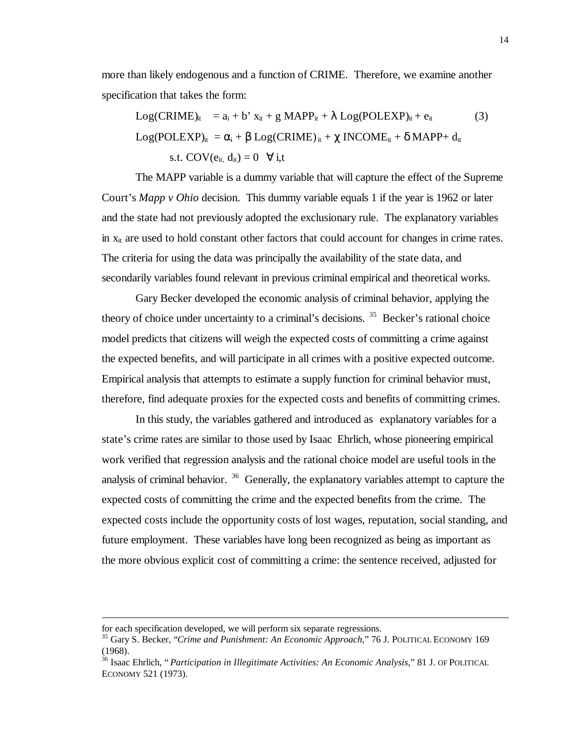more than likely endogenous and a function of CRIME. Therefore, we examine another specification that takes the form:

$$\text{Log(CRIME)}_{it} = a_i + b' x_{it} + g\ \text{MAPP}_{it} + \lambda\ \text{Log(POLEXP)}_{it} + e_{it} \qquad (3)$$

$$\text{Log(POLEXP)}_{it} = \alpha_i + \beta\ \text{Log(CRIME)}_{it} + \chi\ \text{INCOME}_{it} + \delta\ \text{MAPP} + d_{it}$$

$$\text{s.t. } \text{COV}(e_{it}, d_{it}) = 0 \quad \forall\ i,t$$

The MAPP variable is a dummy variable that will capture the effect of the Supreme Court's *Mapp v Ohio* decision. This dummy variable equals 1 if the year is 1962 or later and the state had not previously adopted the exclusionary rule. The explanatory variables in $x_{it}$ are used to hold constant other factors that could account for changes in crime rates. The criteria for using the data was principally the availability of the state data, and secondarily variables found relevant in previous criminal empirical and theoretical works.

Gary Becker developed the economic analysis of criminal behavior, applying the theory of choice under uncertainty to a criminal's decisions. [35] Becker's rational choice model predicts that citizens will weigh the expected costs of committing a crime against the expected benefits, and will participate in all crimes with a positive expected outcome. Empirical analysis that attempts to estimate a supply function for criminal behavior must, therefore, find adequate proxies for the expected costs and benefits of committing crimes.

In this study, the variables gathered and introduced as explanatory variables for a state's crime rates are similar to those used by Isaac Ehrlich, whose pioneering empirical work verified that regression analysis and the rational choice model are useful tools in the analysis of criminal behavior. [36] Generally, the explanatory variables attempt to capture the expected costs of committing the crime and the expected benefits from the crime. The expected costs include the opportunity costs of lost wages, reputation, social standing, and future employment. These variables have long been recognized as being as important as the more obvious explicit cost of committing a crime: the sentence received, adjusted for

---

for each specification developed, we will perform six separate regressions.

[35] Gary S. Becker, "*Crime and Punishment: An Economic Approach*," 76 J. POLITICAL ECONOMY 169 (1968).

[36] Isaac Ehrlich, "*Participation in Illegitimate Activities: An Economic Analysis*," 81 J. OF POLITICAL ECONOMY 521 (1973).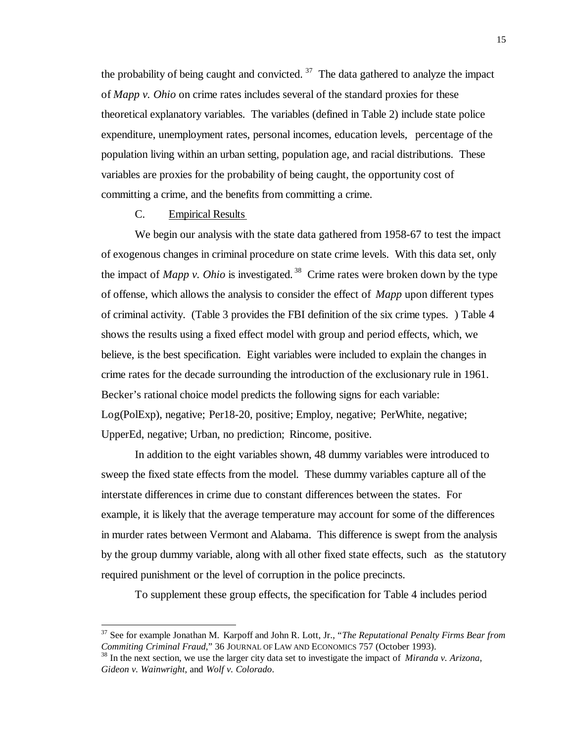the probability of being caught and convicted.[37] The data gathered to analyze the impact of *Mapp v. Ohio* on crime rates includes several of the standard proxies for these theoretical explanatory variables. The variables (defined in Table 2) include state police expenditure, unemployment rates, personal incomes, education levels, percentage of the population living within an urban setting, population age, and racial distributions. These variables are proxies for the probability of being caught, the opportunity cost of committing a crime, and the benefits from committing a crime.

C. Empirical Results

We begin our analysis with the state data gathered from 1958-67 to test the impact of exogenous changes in criminal procedure on state crime levels. With this data set, only the impact of *Mapp v. Ohio* is investigated.[38] Crime rates were broken down by the type of offense, which allows the analysis to consider the effect of *Mapp* upon different types of criminal activity. (Table 3 provides the FBI definition of the six crime types. ) Table 4 shows the results using a fixed effect model with group and period effects, which, we believe, is the best specification. Eight variables were included to explain the changes in crime rates for the decade surrounding the introduction of the exclusionary rule in 1961. Becker's rational choice model predicts the following signs for each variable: Log(PolExp), negative; Per18-20, positive; Employ, negative; PerWhite, negative; UpperEd, negative; Urban, no prediction; Rincome, positive.

In addition to the eight variables shown, 48 dummy variables were introduced to sweep the fixed state effects from the model. These dummy variables capture all of the interstate differences in crime due to constant differences between the states. For example, it is likely that the average temperature may account for some of the differences in murder rates between Vermont and Alabama. This difference is swept from the analysis by the group dummy variable, along with all other fixed state effects, such as the statutory required punishment or the level of corruption in the police precincts.

To supplement these group effects, the specification for Table 4 includes period

[37] See for example Jonathan M. Karpoff and John R. Lott, Jr., "*The Reputational Penalty Firms Bear from Commiting Criminal Fraud*," 36 JOURNAL OF LAW AND ECONOMICS 757 (October 1993).

[38] In the next section, we use the larger city data set to investigate the impact of *Miranda v. Arizona*, *Gideon v. Wainwright*, and *Wolf v. Colorado*.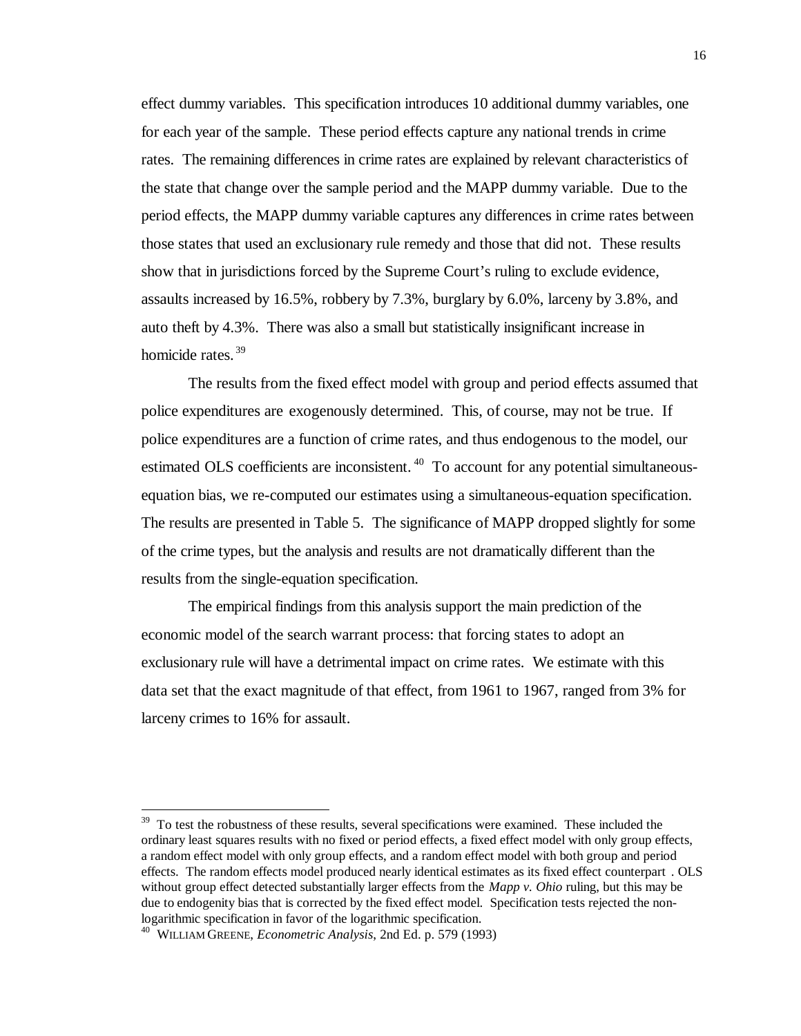effect dummy variables. This specification introduces 10 additional dummy variables, one for each year of the sample. These period effects capture any national trends in crime rates. The remaining differences in crime rates are explained by relevant characteristics of the state that change over the sample period and the MAPP dummy variable. Due to the period effects, the MAPP dummy variable captures any differences in crime rates between those states that used an exclusionary rule remedy and those that did not. These results show that in jurisdictions forced by the Supreme Court's ruling to exclude evidence, assaults increased by 16.5%, robbery by 7.3%, burglary by 6.0%, larceny by 3.8%, and auto theft by 4.3%. There was also a small but statistically insignificant increase in homicide rates.[39]

The results from the fixed effect model with group and period effects assumed that police expenditures are exogenously determined. This, of course, may not be true. If police expenditures are a function of crime rates, and thus endogenous to the model, our estimated OLS coefficients are inconsistent.[40] To account for any potential simultaneous-equation bias, we re-computed our estimates using a simultaneous-equation specification. The results are presented in Table 5. The significance of MAPP dropped slightly for some of the crime types, but the analysis and results are not dramatically different than the results from the single-equation specification.

The empirical findings from this analysis support the main prediction of the economic model of the search warrant process: that forcing states to adopt an exclusionary rule will have a detrimental impact on crime rates. We estimate with this data set that the exact magnitude of that effect, from 1961 to 1967, ranged from 3% for larceny crimes to 16% for assault.

---

[39] To test the robustness of these results, several specifications were examined. These included the ordinary least squares results with no fixed or period effects, a fixed effect model with only group effects, a random effect model with only group effects, and a random effect model with both group and period effects. The random effects model produced nearly identical estimates as its fixed effect counterpart . OLS without group effect detected substantially larger effects from the *Mapp v. Ohio* ruling, but this may be due to endogenity bias that is corrected by the fixed effect model. Specification tests rejected the non-logarithmic specification in favor of the logarithmic specification.

[40] WILLIAM GREENE, *Econometric Analysis*, 2nd Ed. p. 579 (1993)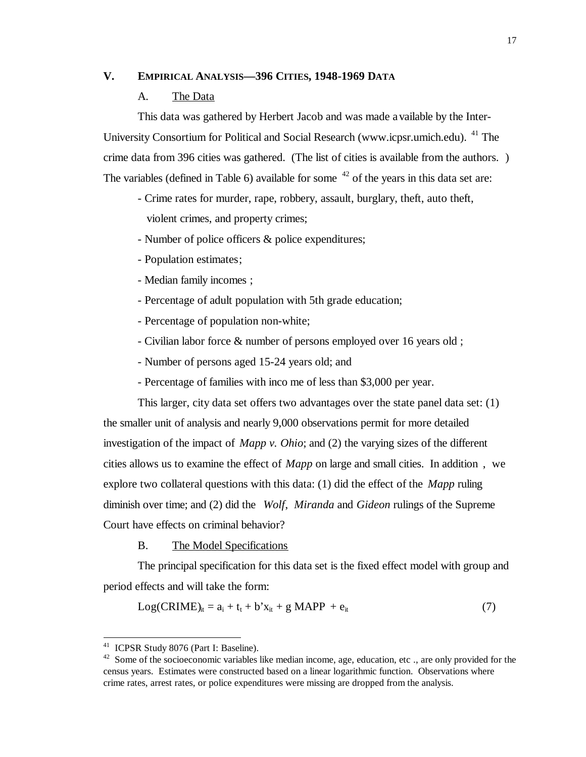## V. EMPIRICAL ANALYSIS—396 CITIES, 1948-1969 DATA

### A. The Data

This data was gathered by Herbert Jacob and was made available by the Inter-University Consortium for Political and Social Research (www.icpsr.umich.edu). [41] The crime data from 396 cities was gathered. (The list of cities is available from the authors.) The variables (defined in Table 6) available for some [42] of the years in this data set are:

- Crime rates for murder, rape, robbery, assault, burglary, theft, auto theft, violent crimes, and property crimes;
- Number of police officers & police expenditures;
- Population estimates;
- Median family incomes;
- Percentage of adult population with 5th grade education;
- Percentage of population non-white;
- Civilian labor force & number of persons employed over 16 years old;
- Number of persons aged 15-24 years old; and
- Percentage of families with income of less than $3,000 per year.

This larger, city data set offers two advantages over the state panel data set: (1) the smaller unit of analysis and nearly 9,000 observations permit for more detailed investigation of the impact of *Mapp v. Ohio*; and (2) the varying sizes of the different cities allows us to examine the effect of *Mapp* on large and small cities. In addition, we explore two collateral questions with this data: (1) did the effect of the *Mapp* ruling diminish over time; and (2) did the *Wolf*, *Miranda* and *Gideon* rulings of the Supreme Court have effects on criminal behavior?

### B. The Model Specifications

The principal specification for this data set is the fixed effect model with group and period effects and will take the form:

$$\text{Log}(\text{CRIME})_{it} = a_i + t_t + b'x_{it} + g \text{ MAPP} + e_{it} \qquad (7)$$

---

[41] ICPSR Study 8076 (Part I: Baseline).

[42] Some of the socioeconomic variables like median income, age, education, etc., are only provided for the census years. Estimates were constructed based on a linear logarithmic function. Observations where crime rates, arrest rates, or police expenditures were missing are dropped from the analysis.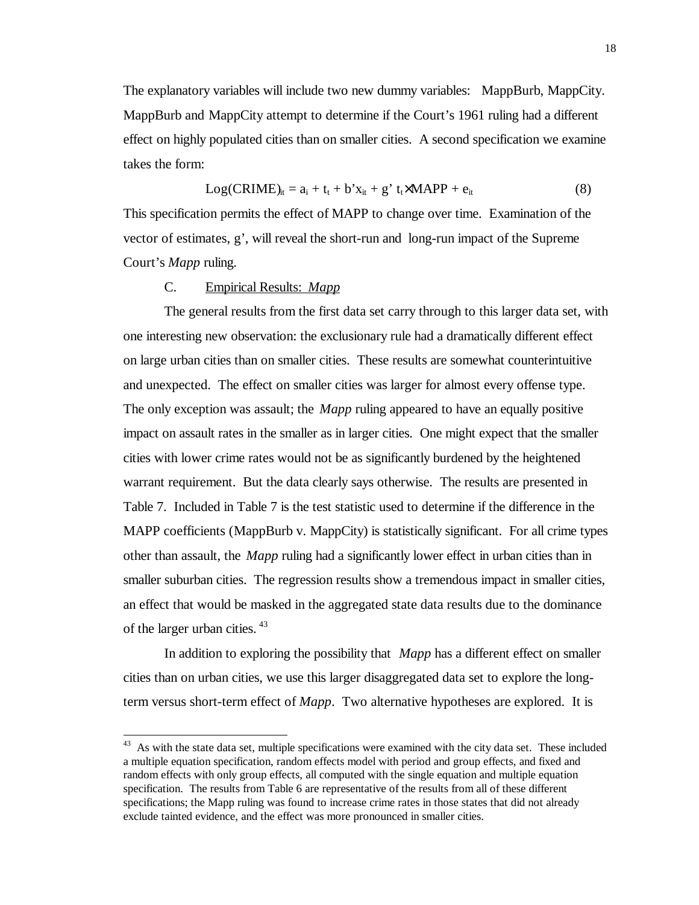The explanatory variables will include two new dummy variables: MappBurb, MappCity. MappBurb and MappCity attempt to determine if the Court's 1961 ruling had a different effect on highly populated cities than on smaller cities. A second specification we examine takes the form:

$$\text{Log(CRIME)}_{it} = a_i + t_t + b'x_{it} + g'\, t_t \times \text{MAPP} + e_{it} \tag{8}$$

This specification permits the effect of MAPP to change over time. Examination of the vector of estimates, g', will reveal the short-run and long-run impact of the Supreme Court's *Mapp* ruling.

### C. Empirical Results: *Mapp*

The general results from the first data set carry through to this larger data set, with one interesting new observation: the exclusionary rule had a dramatically different effect on large urban cities than on smaller cities. These results are somewhat counterintuitive and unexpected. The effect on smaller cities was larger for almost every offense type. The only exception was assault; the *Mapp* ruling appeared to have an equally positive impact on assault rates in the smaller as in larger cities. One might expect that the smaller cities with lower crime rates would not be as significantly burdened by the heightened warrant requirement. But the data clearly says otherwise. The results are presented in Table 7. Included in Table 7 is the test statistic used to determine if the difference in the MAPP coefficients (MappBurb v. MappCity) is statistically significant. For all crime types other than assault, the *Mapp* ruling had a significantly lower effect in urban cities than in smaller suburban cities. The regression results show a tremendous impact in smaller cities, an effect that would be masked in the aggregated state data results due to the dominance of the larger urban cities.[43]

In addition to exploring the possibility that *Mapp* has a different effect on smaller cities than on urban cities, we use this larger disaggregated data set to explore the long-term versus short-term effect of *Mapp*. Two alternative hypotheses are explored. It is

[43] As with the state data set, multiple specifications were examined with the city data set. These included a multiple equation specification, random effects model with period and group effects, and fixed and random effects with only group effects, all computed with the single equation and multiple equation specification. The results from Table 6 are representative of the results from all of these different specifications; the Mapp ruling was found to increase crime rates in those states that did not already exclude tainted evidence, and the effect was more pronounced in smaller cities.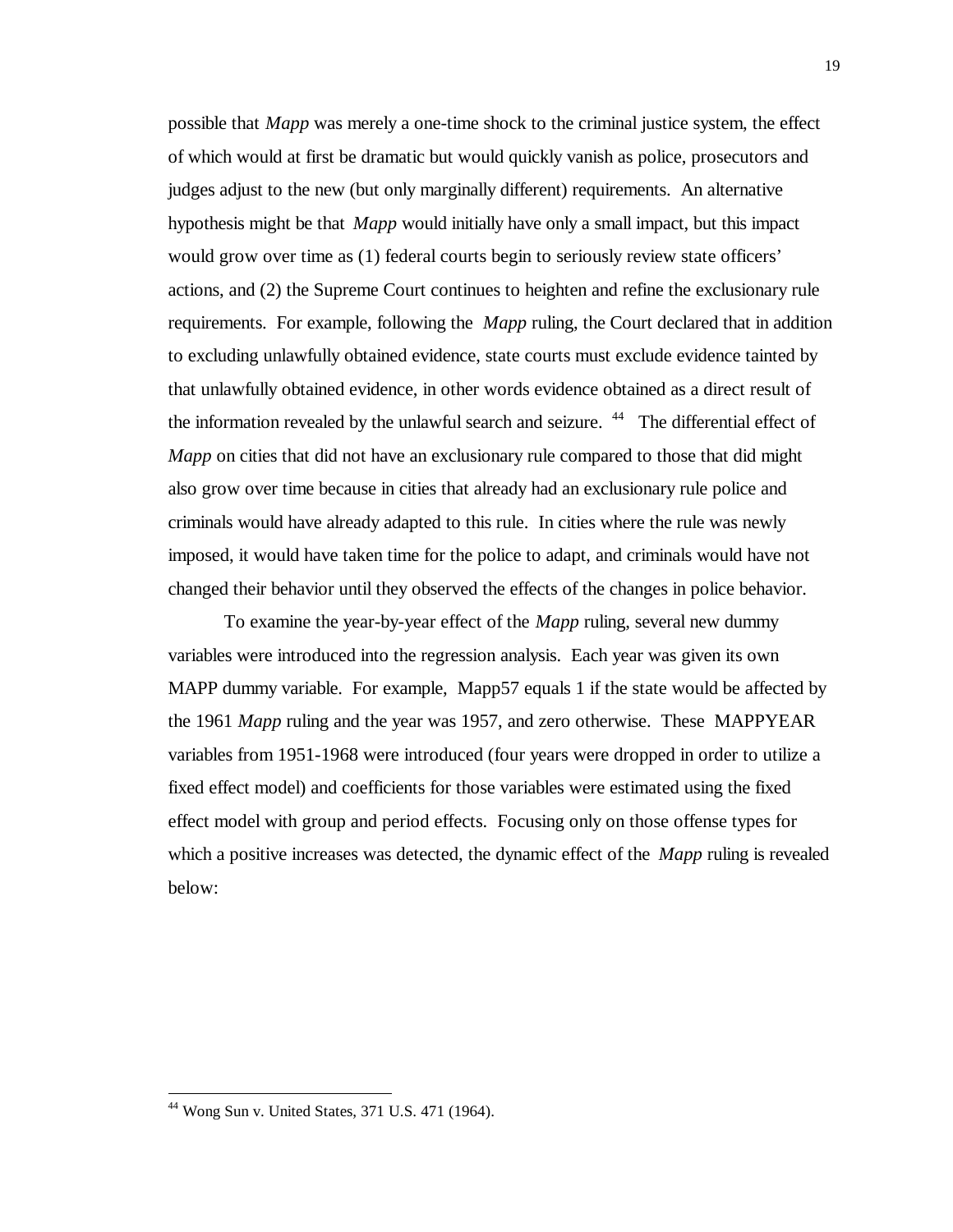possible that *Mapp* was merely a one-time shock to the criminal justice system, the effect of which would at first be dramatic but would quickly vanish as police, prosecutors and judges adjust to the new (but only marginally different) requirements. An alternative hypothesis might be that *Mapp* would initially have only a small impact, but this impact would grow over time as (1) federal courts begin to seriously review state officers' actions, and (2) the Supreme Court continues to heighten and refine the exclusionary rule requirements. For example, following the *Mapp* ruling, the Court declared that in addition to excluding unlawfully obtained evidence, state courts must exclude evidence tainted by that unlawfully obtained evidence, in other words evidence obtained as a direct result of the information revealed by the unlawful search and seizure. [44] The differential effect of *Mapp* on cities that did not have an exclusionary rule compared to those that did might also grow over time because in cities that already had an exclusionary rule police and criminals would have already adapted to this rule. In cities where the rule was newly imposed, it would have taken time for the police to adapt, and criminals would have not changed their behavior until they observed the effects of the changes in police behavior.

To examine the year-by-year effect of the *Mapp* ruling, several new dummy variables were introduced into the regression analysis. Each year was given its own MAPP dummy variable. For example, Mapp57 equals 1 if the state would be affected by the 1961 *Mapp* ruling and the year was 1957, and zero otherwise. These MAPPYEAR variables from 1951-1968 were introduced (four years were dropped in order to utilize a fixed effect model) and coefficients for those variables were estimated using the fixed effect model with group and period effects. Focusing only on those offense types for which a positive increases was detected, the dynamic effect of the *Mapp* ruling is revealed below:

[44] Wong Sun v. United States, 371 U.S. 471 (1964).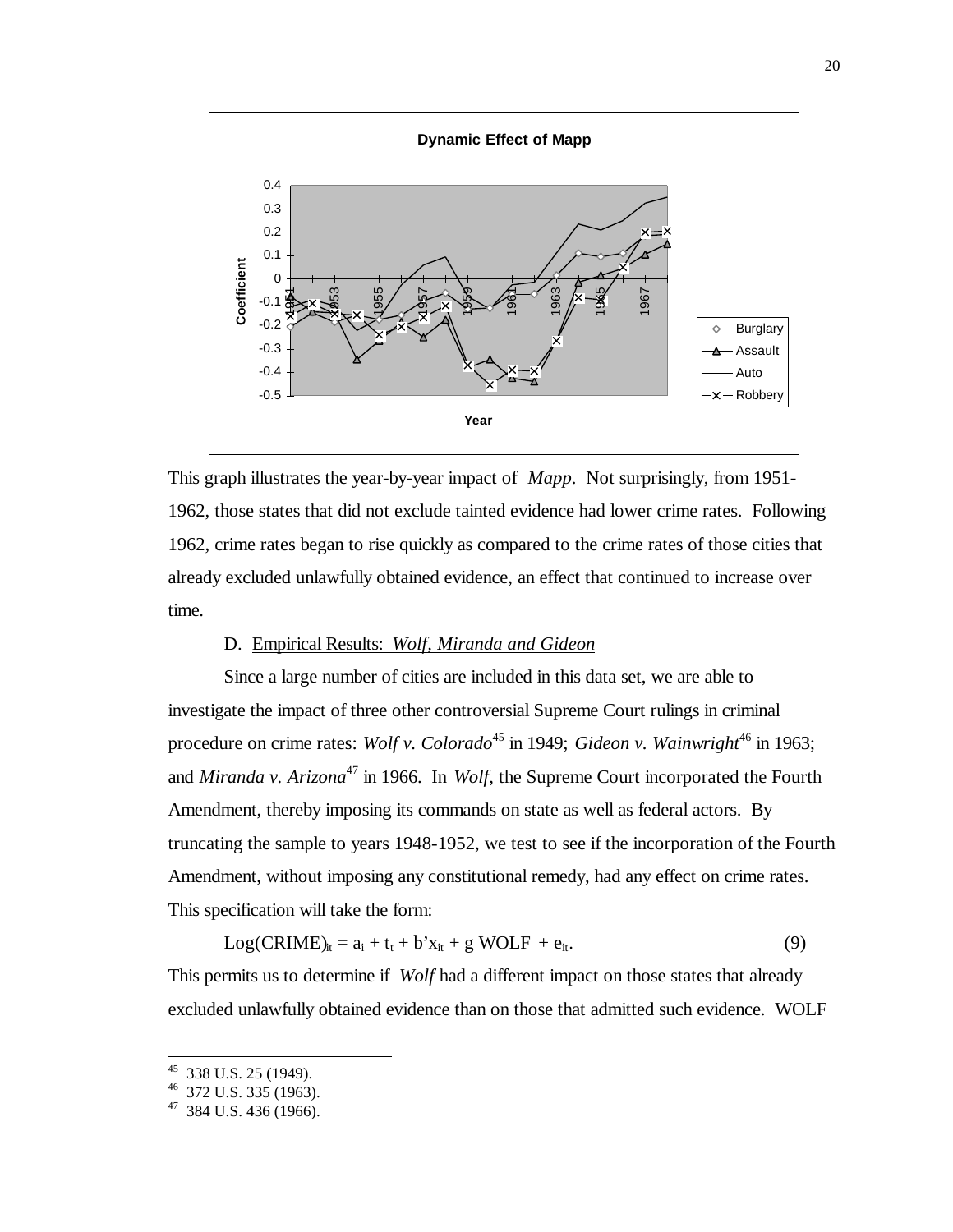This graph illustrates the year-by-year impact of *Mapp*. Not surprisingly, from 1951-1962, those states that did not exclude tainted evidence had lower crime rates. Following 1962, crime rates began to rise quickly as compared to the crime rates of those cities that already excluded unlawfully obtained evidence, an effect that continued to increase over time.

D. Empirical Results: *Wolf, Miranda and Gideon*

Since a large number of cities are included in this data set, we are able to investigate the impact of three other controversial Supreme Court rulings in criminal procedure on crime rates: *Wolf v. Colorado*[45] in 1949; *Gideon v. Wainwright*[46] in 1963; and *Miranda v. Arizona*[47] in 1966. In *Wolf*, the Supreme Court incorporated the Fourth Amendment, thereby imposing its commands on state as well as federal actors. By truncating the sample to years 1948-1952, we test to see if the incorporation of the Fourth Amendment, without imposing any constitutional remedy, had any effect on crime rates. This specification will take the form:

$$\text{Log(CRIME)}_{it} = a_i + t_t + b'x_{it} + g\ \text{WOLF} + e_{it}. \qquad (9)$$

This permits us to determine if *Wolf* had a different impact on those states that already excluded unlawfully obtained evidence than on those that admitted such evidence. WOLF

---

[45] 338 U.S. 25 (1949).

[46] 372 U.S. 335 (1963).

[47] 384 U.S. 436 (1966).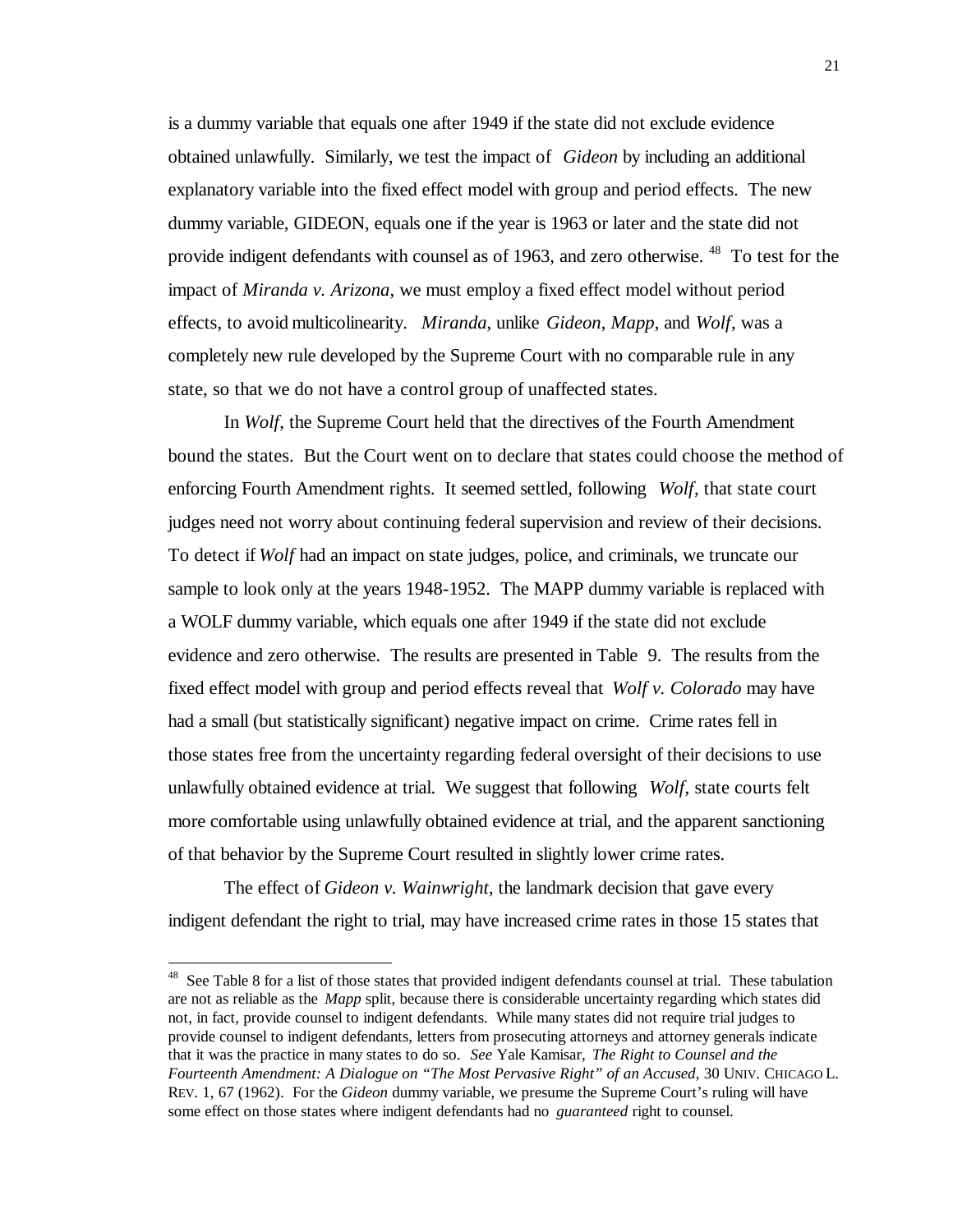is a dummy variable that equals one after 1949 if the state did not exclude evidence obtained unlawfully. Similarly, we test the impact of *Gideon* by including an additional explanatory variable into the fixed effect model with group and period effects. The new dummy variable, GIDEON, equals one if the year is 1963 or later and the state did not provide indigent defendants with counsel as of 1963, and zero otherwise. [48] To test for the impact of *Miranda v. Arizona*, we must employ a fixed effect model without period effects, to avoid multicolinearity. *Miranda*, unlike *Gideon*, *Mapp*, and *Wolf*, was a completely new rule developed by the Supreme Court with no comparable rule in any state, so that we do not have a control group of unaffected states.

In *Wolf*, the Supreme Court held that the directives of the Fourth Amendment bound the states. But the Court went on to declare that states could choose the method of enforcing Fourth Amendment rights. It seemed settled, following *Wolf*, that state court judges need not worry about continuing federal supervision and review of their decisions. To detect if *Wolf* had an impact on state judges, police, and criminals, we truncate our sample to look only at the years 1948-1952. The MAPP dummy variable is replaced with a WOLF dummy variable, which equals one after 1949 if the state did not exclude evidence and zero otherwise. The results are presented in Table 9. The results from the fixed effect model with group and period effects reveal that *Wolf v. Colorado* may have had a small (but statistically significant) negative impact on crime. Crime rates fell in those states free from the uncertainty regarding federal oversight of their decisions to use unlawfully obtained evidence at trial. We suggest that following *Wolf*, state courts felt more comfortable using unlawfully obtained evidence at trial, and the apparent sanctioning of that behavior by the Supreme Court resulted in slightly lower crime rates.

The effect of *Gideon v. Wainwright*, the landmark decision that gave every indigent defendant the right to trial, may have increased crime rates in those 15 states that

---

[48] See Table 8 for a list of those states that provided indigent defendants counsel at trial. These tabulation are not as reliable as the *Mapp* split, because there is considerable uncertainty regarding which states did not, in fact, provide counsel to indigent defendants. While many states did not require trial judges to provide counsel to indigent defendants, letters from prosecuting attorneys and attorney generals indicate that it was the practice in many states to do so. *See* Yale Kamisar, *The Right to Counsel and the Fourteenth Amendment: A Dialogue on "The Most Pervasive Right" of an Accused*, 30 UNIV. CHICAGO L. REV. 1, 67 (1962). For the *Gideon* dummy variable, we presume the Supreme Court's ruling will have some effect on those states where indigent defendants had no *guaranteed* right to counsel.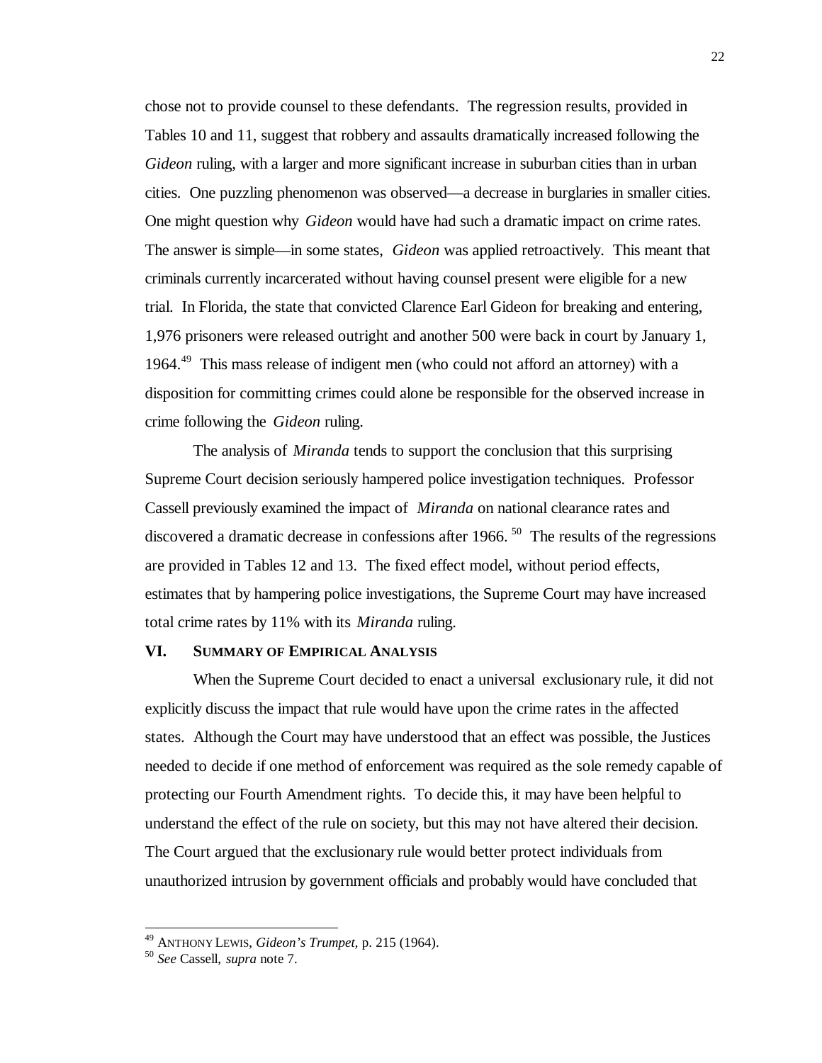chose not to provide counsel to these defendants. The regression results, provided in Tables 10 and 11, suggest that robbery and assaults dramatically increased following the *Gideon* ruling, with a larger and more significant increase in suburban cities than in urban cities. One puzzling phenomenon was observed—a decrease in burglaries in smaller cities. One might question why *Gideon* would have had such a dramatic impact on crime rates. The answer is simple—in some states, *Gideon* was applied retroactively. This meant that criminals currently incarcerated without having counsel present were eligible for a new trial. In Florida, the state that convicted Clarence Earl Gideon for breaking and entering, 1,976 prisoners were released outright and another 500 were back in court by January 1, 1964.[49] This mass release of indigent men (who could not afford an attorney) with a disposition for committing crimes could alone be responsible for the observed increase in crime following the *Gideon* ruling.

The analysis of *Miranda* tends to support the conclusion that this surprising Supreme Court decision seriously hampered police investigation techniques. Professor Cassell previously examined the impact of *Miranda* on national clearance rates and discovered a dramatic decrease in confessions after 1966.[50] The results of the regressions are provided in Tables 12 and 13. The fixed effect model, without period effects, estimates that by hampering police investigations, the Supreme Court may have increased total crime rates by 11% with its *Miranda* ruling.

## VI. SUMMARY OF EMPIRICAL ANALYSIS

When the Supreme Court decided to enact a universal exclusionary rule, it did not explicitly discuss the impact that rule would have upon the crime rates in the affected states. Although the Court may have understood that an effect was possible, the Justices needed to decide if one method of enforcement was required as the sole remedy capable of protecting our Fourth Amendment rights. To decide this, it may have been helpful to understand the effect of the rule on society, but this may not have altered their decision. The Court argued that the exclusionary rule would better protect individuals from unauthorized intrusion by government officials and probably would have concluded that

---

[49] ANTHONY LEWIS, *Gideon's Trumpet*, p. 215 (1964).

[50] *See* Cassell, *supra* note 7.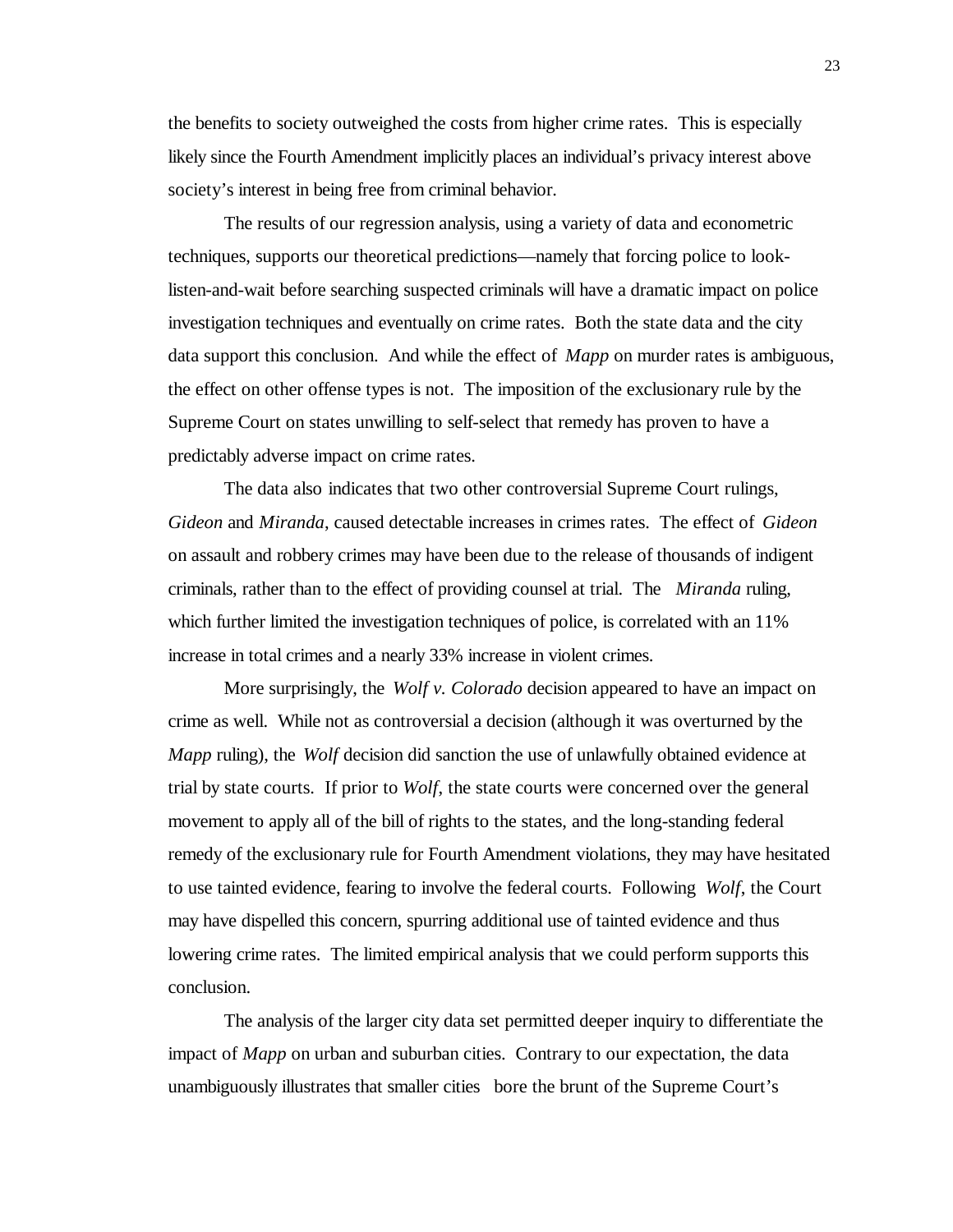the benefits to society outweighed the costs from higher crime rates. This is especially likely since the Fourth Amendment implicitly places an individual's privacy interest above society's interest in being free from criminal behavior.

The results of our regression analysis, using a variety of data and econometric techniques, supports our theoretical predictions—namely that forcing police to look-listen-and-wait before searching suspected criminals will have a dramatic impact on police investigation techniques and eventually on crime rates. Both the state data and the city data support this conclusion. And while the effect of *Mapp* on murder rates is ambiguous, the effect on other offense types is not. The imposition of the exclusionary rule by the Supreme Court on states unwilling to self-select that remedy has proven to have a predictably adverse impact on crime rates.

The data also indicates that two other controversial Supreme Court rulings, *Gideon* and *Miranda*, caused detectable increases in crimes rates. The effect of *Gideon* on assault and robbery crimes may have been due to the release of thousands of indigent criminals, rather than to the effect of providing counsel at trial. The *Miranda* ruling, which further limited the investigation techniques of police, is correlated with an 11% increase in total crimes and a nearly 33% increase in violent crimes.

More surprisingly, the *Wolf v. Colorado* decision appeared to have an impact on crime as well. While not as controversial a decision (although it was overturned by the *Mapp* ruling), the *Wolf* decision did sanction the use of unlawfully obtained evidence at trial by state courts. If prior to *Wolf*, the state courts were concerned over the general movement to apply all of the bill of rights to the states, and the long-standing federal remedy of the exclusionary rule for Fourth Amendment violations, they may have hesitated to use tainted evidence, fearing to involve the federal courts. Following *Wolf*, the Court may have dispelled this concern, spurring additional use of tainted evidence and thus lowering crime rates. The limited empirical analysis that we could perform supports this conclusion.

The analysis of the larger city data set permitted deeper inquiry to differentiate the impact of *Mapp* on urban and suburban cities. Contrary to our expectation, the data unambiguously illustrates that smaller cities bore the brunt of the Supreme Court's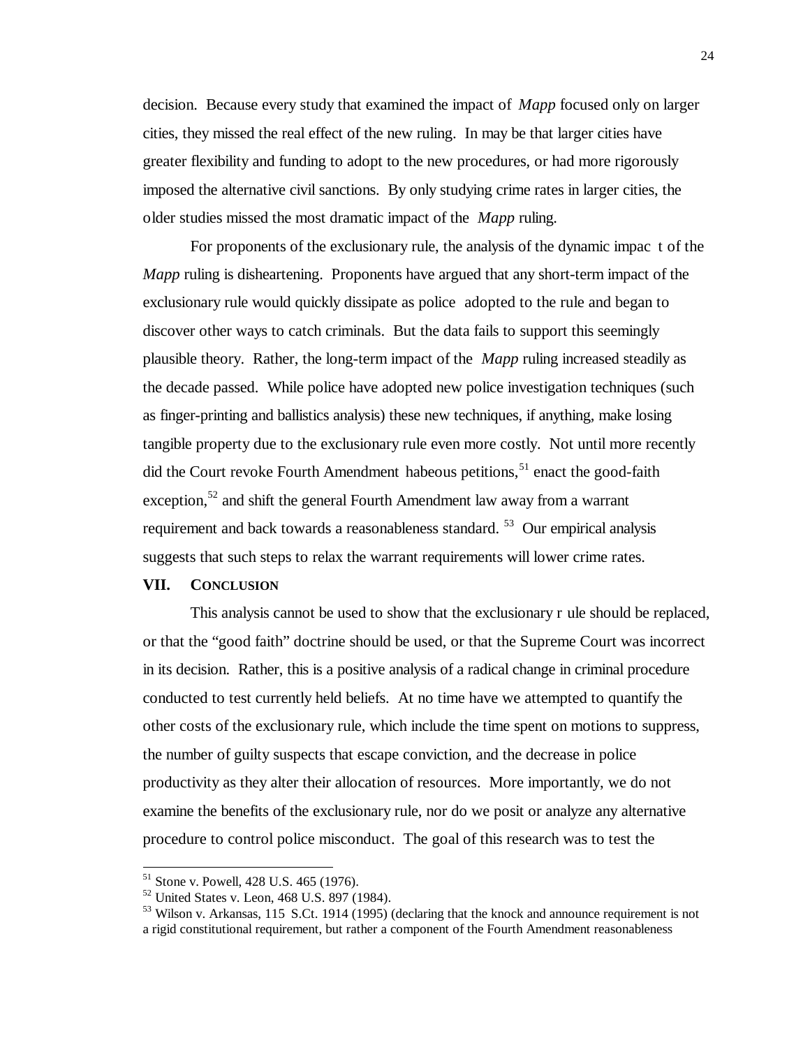decision. Because every study that examined the impact of *Mapp* focused only on larger cities, they missed the real effect of the new ruling. In may be that larger cities have greater flexibility and funding to adopt to the new procedures, or had more rigorously imposed the alternative civil sanctions. By only studying crime rates in larger cities, the older studies missed the most dramatic impact of the *Mapp* ruling.

For proponents of the exclusionary rule, the analysis of the dynamic impac t of the *Mapp* ruling is disheartening. Proponents have argued that any short-term impact of the exclusionary rule would quickly dissipate as police adopted to the rule and began to discover other ways to catch criminals. But the data fails to support this seemingly plausible theory. Rather, the long-term impact of the *Mapp* ruling increased steadily as the decade passed. While police have adopted new police investigation techniques (such as finger-printing and ballistics analysis) these new techniques, if anything, make losing tangible property due to the exclusionary rule even more costly. Not until more recently did the Court revoke Fourth Amendment habeous petitions,[51] enact the good-faith exception,[52] and shift the general Fourth Amendment law away from a warrant requirement and back towards a reasonableness standard.[53] Our empirical analysis suggests that such steps to relax the warrant requirements will lower crime rates.

## VII. CONCLUSION

This analysis cannot be used to show that the exclusionary r ule should be replaced, or that the "good faith" doctrine should be used, or that the Supreme Court was incorrect in its decision. Rather, this is a positive analysis of a radical change in criminal procedure conducted to test currently held beliefs. At no time have we attempted to quantify the other costs of the exclusionary rule, which include the time spent on motions to suppress, the number of guilty suspects that escape conviction, and the decrease in police productivity as they alter their allocation of resources. More importantly, we do not examine the benefits of the exclusionary rule, nor do we posit or analyze any alternative procedure to control police misconduct. The goal of this research was to test the

[51] Stone v. Powell, 428 U.S. 465 (1976).

[52] United States v. Leon, 468 U.S. 897 (1984).

[53] Wilson v. Arkansas, 115 S.Ct. 1914 (1995) (declaring that the knock and announce requirement is not a rigid constitutional requirement, but rather a component of the Fourth Amendment reasonableness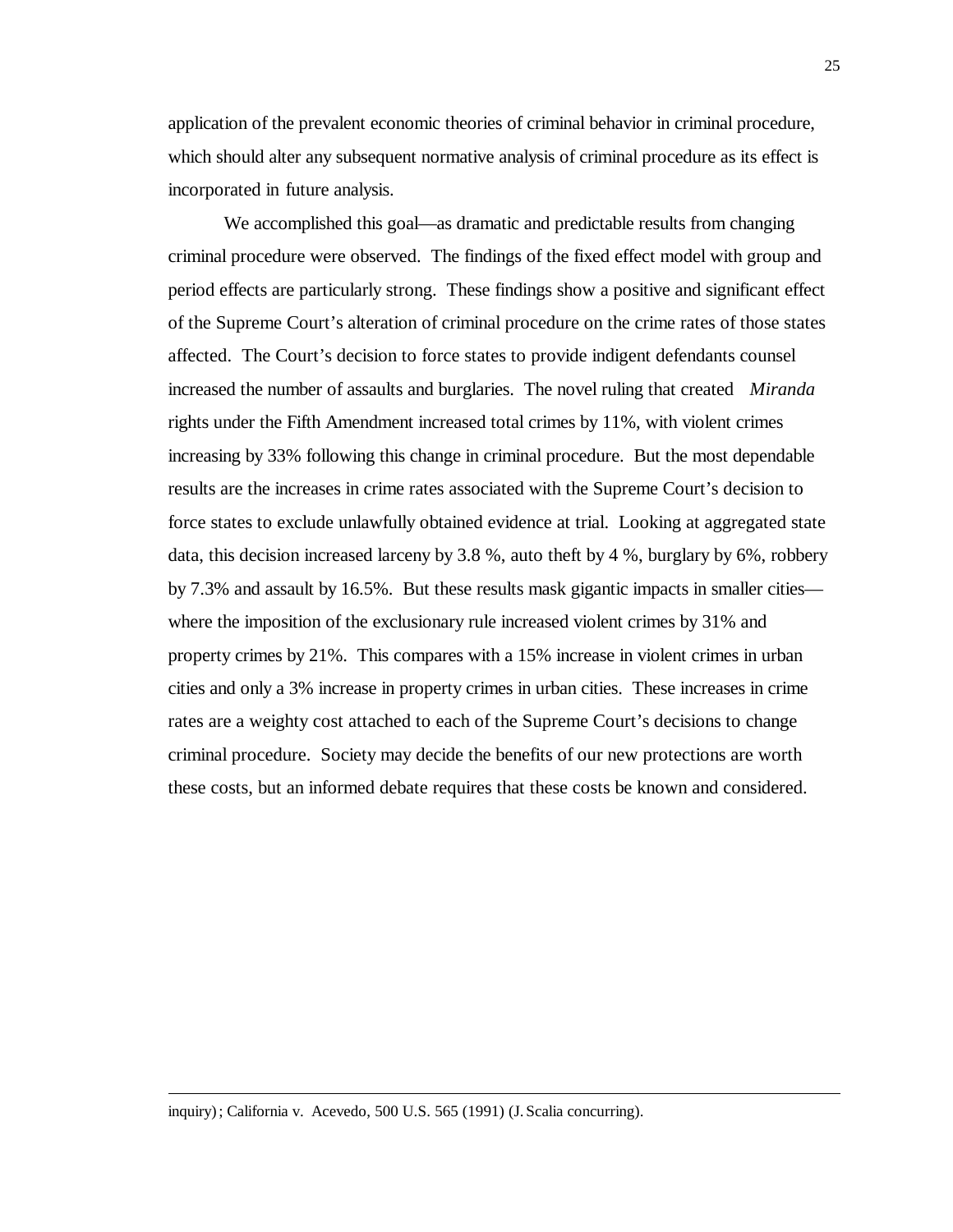application of the prevalent economic theories of criminal behavior in criminal procedure, which should alter any subsequent normative analysis of criminal procedure as its effect is incorporated in future analysis.

We accomplished this goal—as dramatic and predictable results from changing criminal procedure were observed. The findings of the fixed effect model with group and period effects are particularly strong. These findings show a positive and significant effect of the Supreme Court's alteration of criminal procedure on the crime rates of those states affected. The Court's decision to force states to provide indigent defendants counsel increased the number of assaults and burglaries. The novel ruling that created *Miranda* rights under the Fifth Amendment increased total crimes by 11%, with violent crimes increasing by 33% following this change in criminal procedure. But the most dependable results are the increases in crime rates associated with the Supreme Court's decision to force states to exclude unlawfully obtained evidence at trial. Looking at aggregated state data, this decision increased larceny by 3.8 %, auto theft by 4 %, burglary by 6%, robbery by 7.3% and assault by 16.5%. But these results mask gigantic impacts in smaller cities—where the imposition of the exclusionary rule increased violent crimes by 31% and property crimes by 21%. This compares with a 15% increase in violent crimes in urban cities and only a 3% increase in property crimes in urban cities. These increases in crime rates are a weighty cost attached to each of the Supreme Court's decisions to change criminal procedure. Society may decide the benefits of our new protections are worth these costs, but an informed debate requires that these costs be known and considered.

---

inquiry); California v. Acevedo, 500 U.S. 565 (1991) (J. Scalia concurring).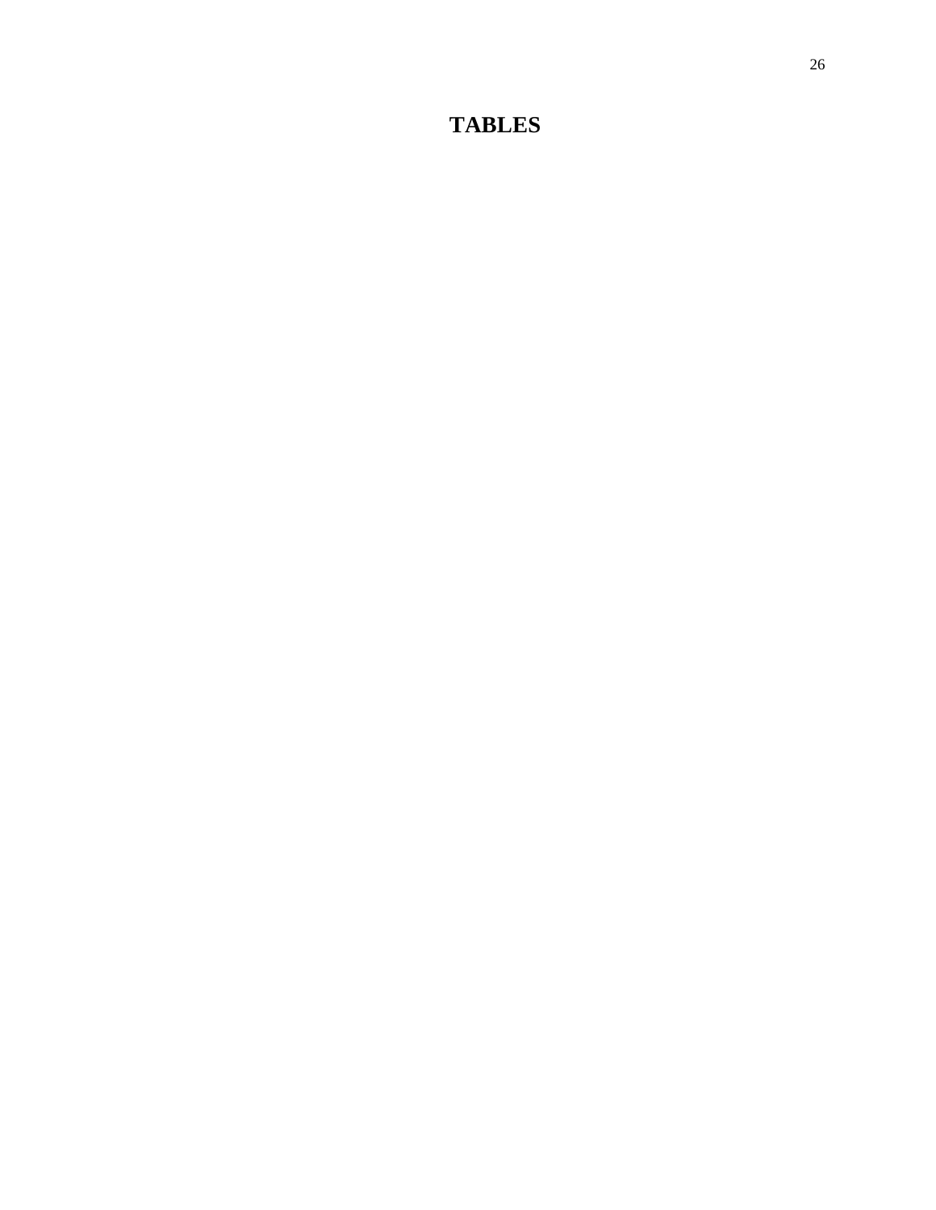# TABLES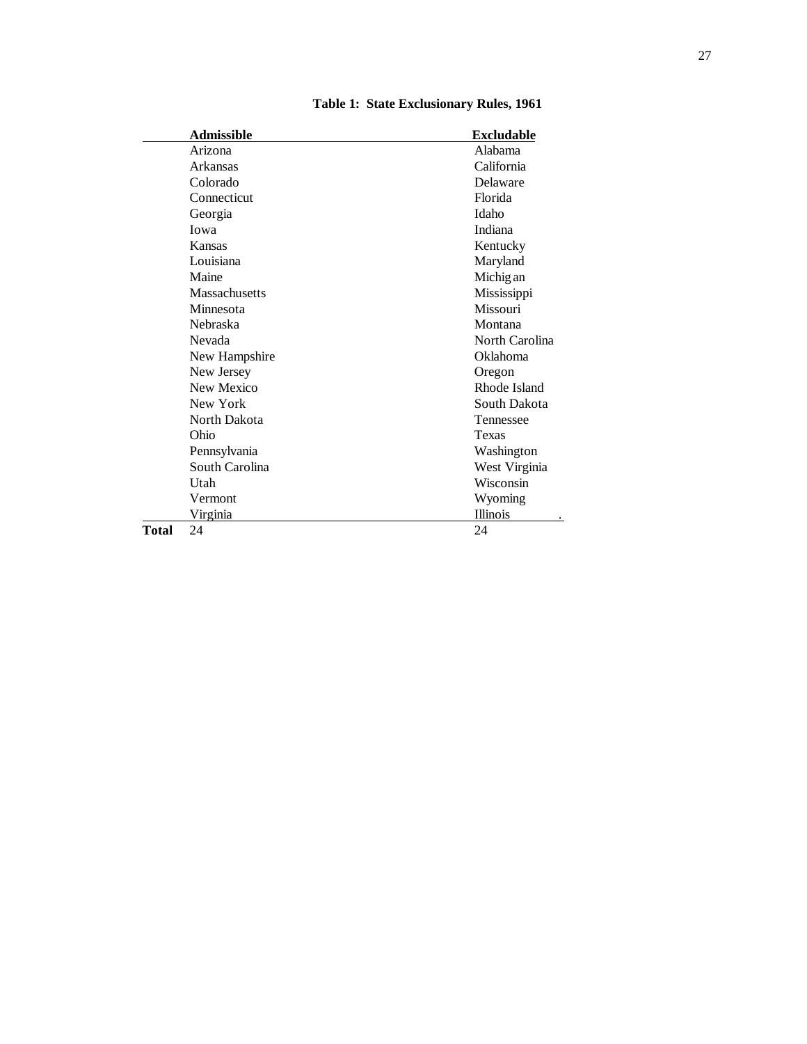**Table 1: State Exclusionary Rules, 1961**

| | Admissible | Excludable |
|---|---|---|
| | Arizona | Alabama |
| | Arkansas | California |
| | Colorado | Delaware |
| | Connecticut | Florida |
| | Georgia | Idaho |
| | Iowa | Indiana |
| | Kansas | Kentucky |
| | Louisiana | Maryland |
| | Maine | Michigan |
| | Massachusetts | Mississippi |
| | Minnesota | Missouri |
| | Nebraska | Montana |
| | Nevada | North Carolina |
| | New Hampshire | Oklahoma |
| | New Jersey | Oregon |
| | New Mexico | Rhode Island |
| | New York | South Dakota |
| | North Dakota | Tennessee |
| | Ohio | Texas |
| | Pennsylvania | Washington |
| | South Carolina | West Virginia |
| | Utah | Wisconsin |
| | Vermont | Wyoming |
| | Virginia | Illinois |
| **Total** | 24 | 24 |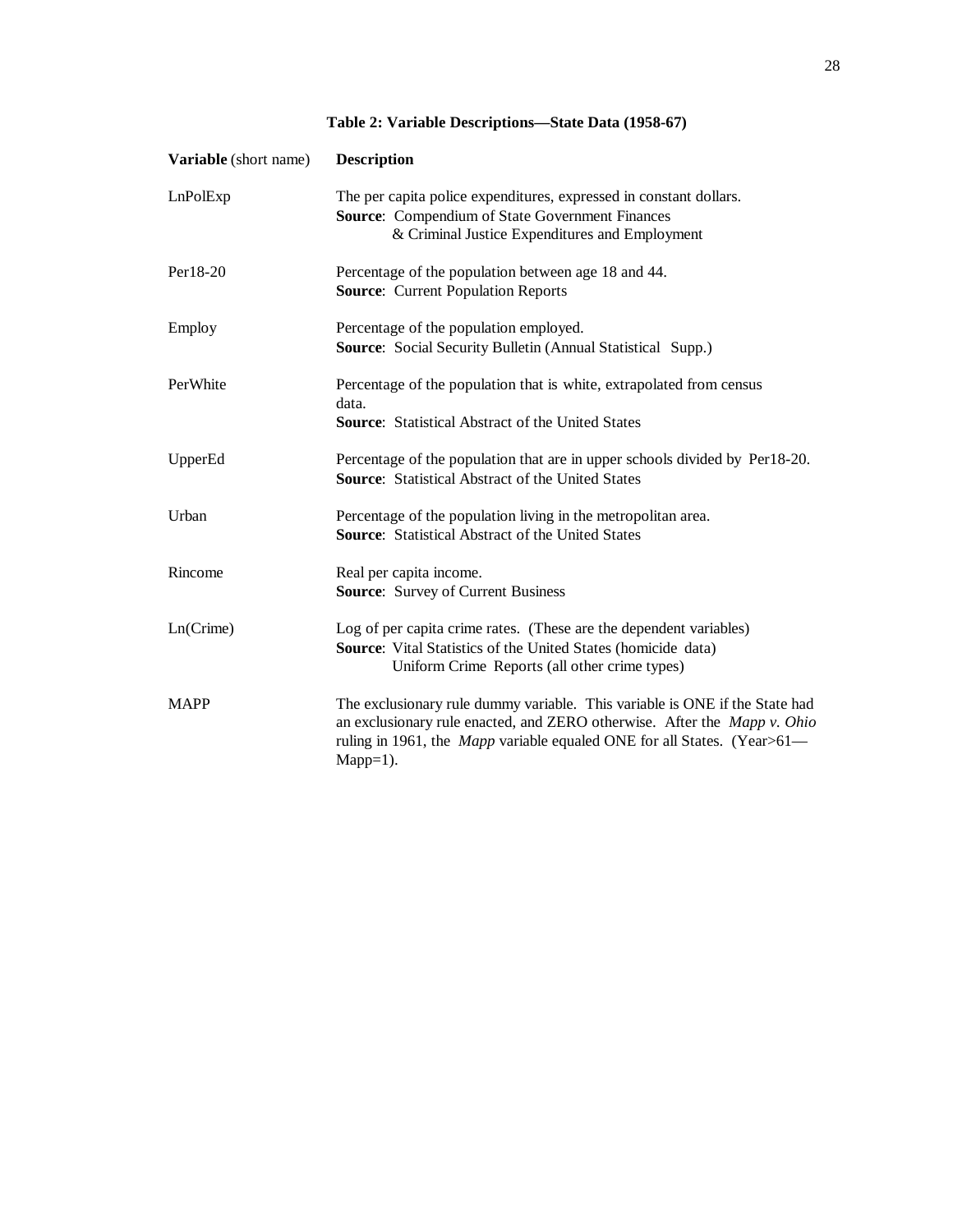**Table 2: Variable Descriptions—State Data (1958-67)**

| **Variable** (short name) | **Description** |
|---|---|
| LnPolExp | The per capita police expenditures, expressed in constant dollars. **Source**: Compendium of State Government Finances & Criminal Justice Expenditures and Employment |
| Per18-20 | Percentage of the population between age 18 and 44. **Source**: Current Population Reports |
| Employ | Percentage of the population employed. **Source**: Social Security Bulletin (Annual Statistical Supp.) |
| PerWhite | Percentage of the population that is white, extrapolated from census data. **Source**: Statistical Abstract of the United States |
| UpperEd | Percentage of the population that are in upper schools divided by Per18-20. **Source**: Statistical Abstract of the United States |
| Urban | Percentage of the population living in the metropolitan area. **Source**: Statistical Abstract of the United States |
| Rincome | Real per capita income. **Source**: Survey of Current Business |
| Ln(Crime) | Log of per capita crime rates. (These are the dependent variables) **Source**: Vital Statistics of the United States (homicide data) Uniform Crime Reports (all other crime types) |
| MAPP | The exclusionary rule dummy variable. This variable is ONE if the State had an exclusionary rule enacted, and ZERO otherwise. After the *Mapp v. Ohio* ruling in 1961, the *Mapp* variable equaled ONE for all States. (Year>61—Mapp=1). |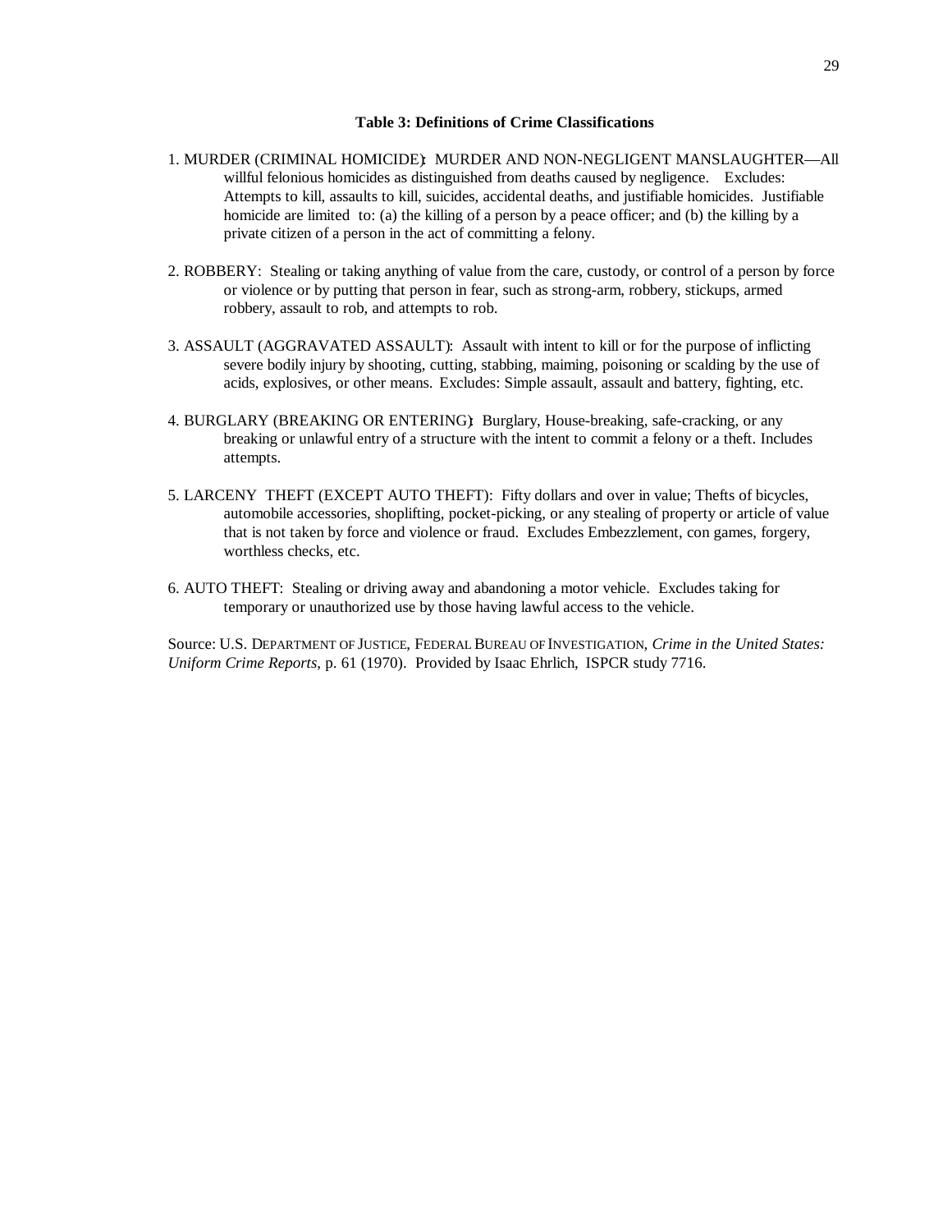**Table 3: Definitions of Crime Classifications**

1. MURDER (CRIMINAL HOMICIDE): MURDER AND NON-NEGLIGENT MANSLAUGHTER—All willful felonious homicides as distinguished from deaths caused by negligence. Excludes: Attempts to kill, assaults to kill, suicides, accidental deaths, and justifiable homicides. Justifiable homicide are limited to: (a) the killing of a person by a peace officer; and (b) the killing by a private citizen of a person in the act of committing a felony.

2. ROBBERY: Stealing or taking anything of value from the care, custody, or control of a person by force or violence or by putting that person in fear, such as strong-arm, robbery, stickups, armed robbery, assault to rob, and attempts to rob.

3. ASSAULT (AGGRAVATED ASSAULT): Assault with intent to kill or for the purpose of inflicting severe bodily injury by shooting, cutting, stabbing, maiming, poisoning or scalding by the use of acids, explosives, or other means. Excludes: Simple assault, assault and battery, fighting, etc.

4. BURGLARY (BREAKING OR ENTERING): Burglary, House-breaking, safe-cracking, or any breaking or unlawful entry of a structure with the intent to commit a felony or a theft. Includes attempts.

5. LARCENY THEFT (EXCEPT AUTO THEFT): Fifty dollars and over in value; Thefts of bicycles, automobile accessories, shoplifting, pocket-picking, or any stealing of property or article of value that is not taken by force and violence or fraud. Excludes Embezzlement, con games, forgery, worthless checks, etc.

6. AUTO THEFT: Stealing or driving away and abandoning a motor vehicle. Excludes taking for temporary or unauthorized use by those having lawful access to the vehicle.

Source: U.S. DEPARTMENT OF JUSTICE, FEDERAL BUREAU OF INVESTIGATION, *Crime in the United States: Uniform Crime Reports*, p. 61 (1970). Provided by Isaac Ehrlich, ISPCR study 7716.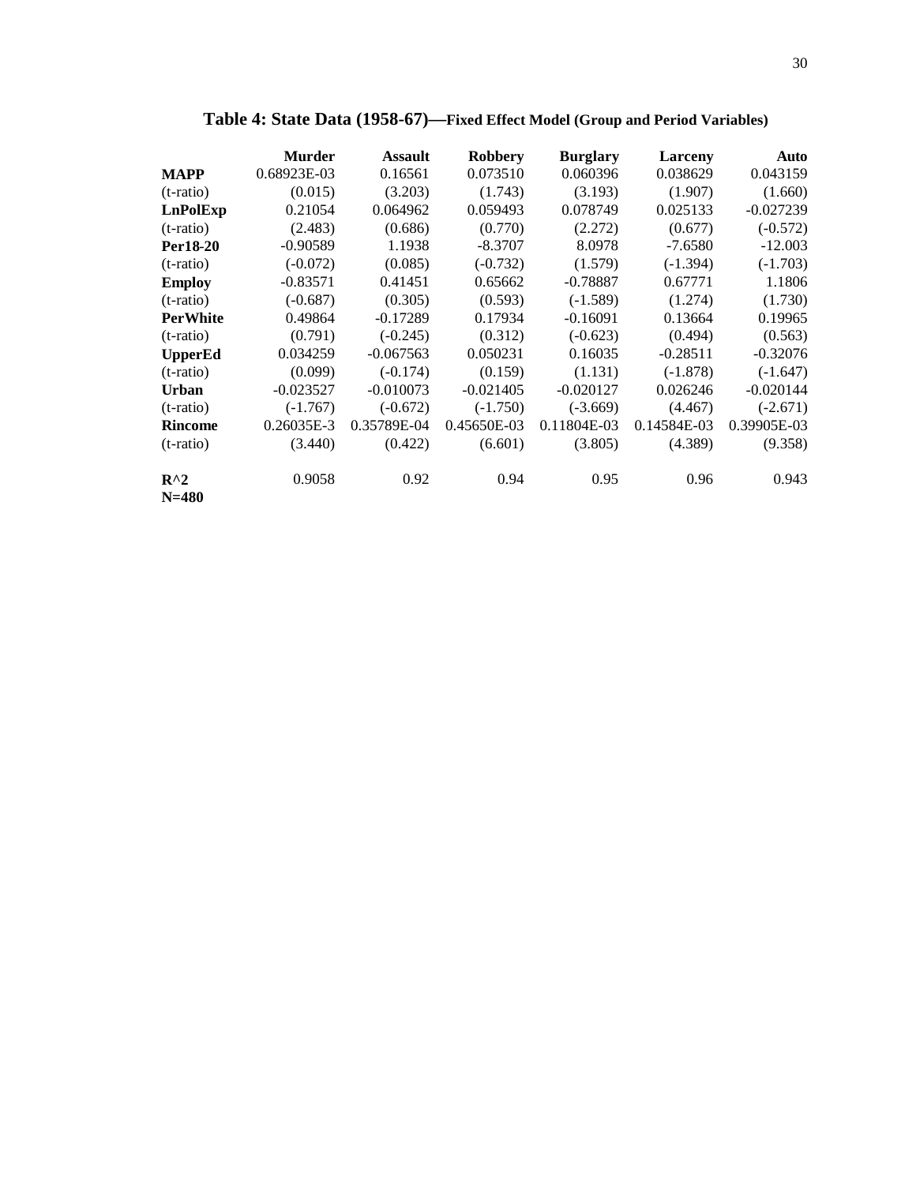## Table 4: State Data (1958-67)—Fixed Effect Model (Group and Period Variables)

| | Murder | Assault | Robbery | Burglary | Larceny | Auto |
|---|---|---|---|---|---|---|
| **MAPP** | 0.68923E-03 | 0.16561 | 0.073510 | 0.060396 | 0.038629 | 0.043159 |
| (t-ratio) | (0.015) | (3.203) | (1.743) | (3.193) | (1.907) | (1.660) |
| **LnPolExp** | 0.21054 | 0.064962 | 0.059493 | 0.078749 | 0.025133 | -0.027239 |
| (t-ratio) | (2.483) | (0.686) | (0.770) | (2.272) | (0.677) | (-0.572) |
| **Per18-20** | -0.90589 | 1.1938 | -8.3707 | 8.0978 | -7.6580 | -12.003 |
| (t-ratio) | (-0.072) | (0.085) | (-0.732) | (1.579) | (-1.394) | (-1.703) |
| **Employ** | -0.83571 | 0.41451 | 0.65662 | -0.78887 | 0.67771 | 1.1806 |
| (t-ratio) | (-0.687) | (0.305) | (0.593) | (-1.589) | (1.274) | (1.730) |
| **PerWhite** | 0.49864 | -0.17289 | 0.17934 | -0.16091 | 0.13664 | 0.19965 |
| (t-ratio) | (0.791) | (-0.245) | (0.312) | (-0.623) | (0.494) | (0.563) |
| **UpperEd** | 0.034259 | -0.067563 | 0.050231 | 0.16035 | -0.28511 | -0.32076 |
| (t-ratio) | (0.099) | (-0.174) | (0.159) | (1.131) | (-1.878) | (-1.647) |
| **Urban** | -0.023527 | -0.010073 | -0.021405 | -0.020127 | 0.026246 | -0.020144 |
| (t-ratio) | (-1.767) | (-0.672) | (-1.750) | (-3.669) | (4.467) | (-2.671) |
| **Rincome** | 0.26035E-3 | 0.35789E-04 | 0.45650E-03 | 0.11804E-03 | 0.14584E-03 | 0.39905E-03 |
| (t-ratio) | (3.440) | (0.422) | (6.601) | (3.805) | (4.389) | (9.358) |
| **R^2** | 0.9058 | 0.92 | 0.94 | 0.95 | 0.96 | 0.943 |
| **N=480** | | | | | | |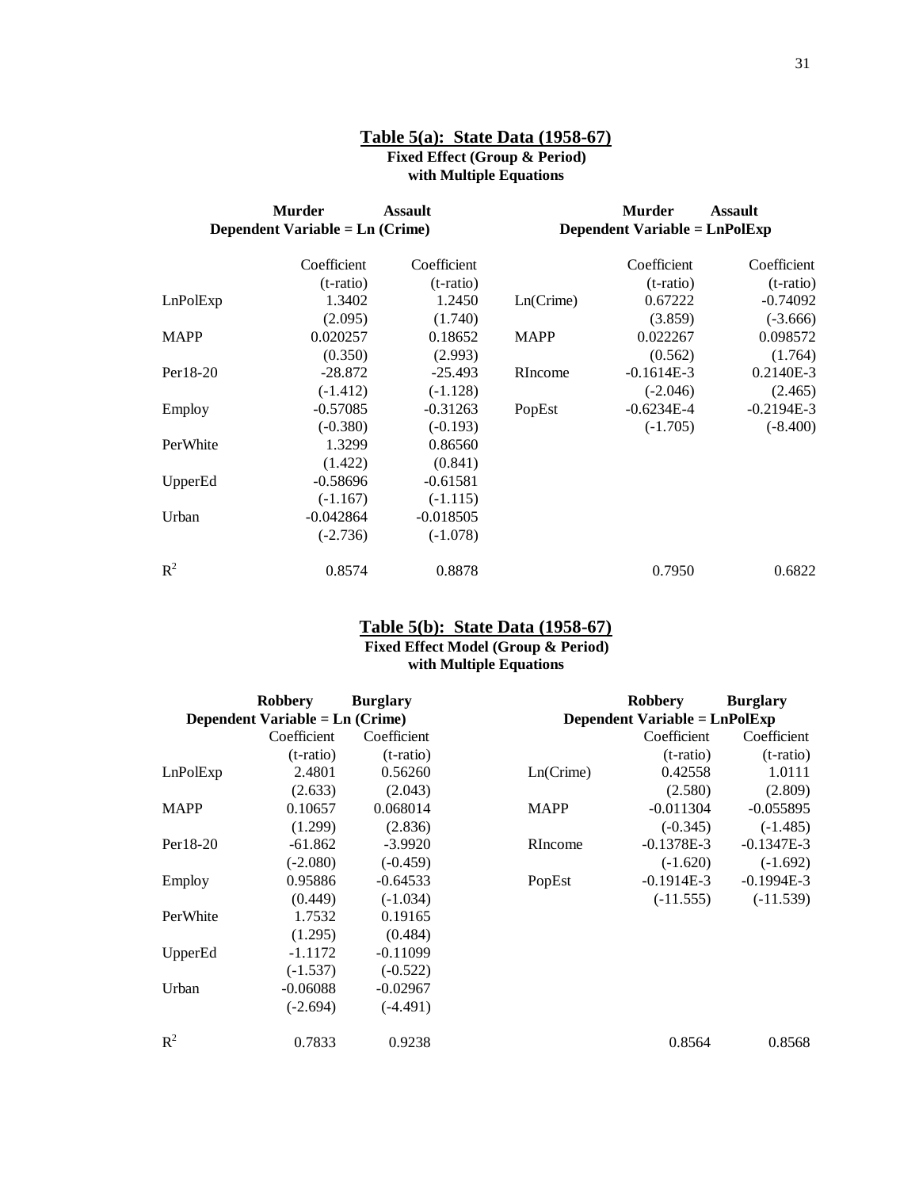## Table 5(a): State Data (1958-67)

**Fixed Effect (Group & Period)**
**with Multiple Equations**

| | Murder | Assault | | Murder | Assault |
|---|---|---|---|---|---|
| | **Dependent Variable = Ln (Crime)** | | | **Dependent Variable = LnPolExp** | |
| | Coefficient (t-ratio) | Coefficient (t-ratio) | | Coefficient (t-ratio) | Coefficient (t-ratio) |
| LnPolExp | 1.3402 | 1.2450 | Ln(Crime) | 0.67222 | -0.74092 |
| | (2.095) | (1.740) | | (3.859) | (-3.666) |
| MAPP | 0.020257 | 0.18652 | MAPP | 0.022267 | 0.098572 |
| | (0.350) | (2.993) | | (0.562) | (1.764) |
| Per18-20 | -28.872 | -25.493 | RIncome | -0.1614E-3 | 0.2140E-3 |
| | (-1.412) | (-1.128) | | (-2.046) | (2.465) |
| Employ | -0.57085 | -0.31263 | PopEst | -0.6234E-4 | -0.2194E-3 |
| | (-0.380) | (-0.193) | | (-1.705) | (-8.400) |
| PerWhite | 1.3299 | 0.86560 | | | |
| | (1.422) | (0.841) | | | |
| UpperEd | -0.58696 | -0.61581 | | | |
| | (-1.167) | (-1.115) | | | |
| Urban | -0.042864 | -0.018505 | | | |
| | (-2.736) | (-1.078) | | | |
| $R^2$ | 0.8574 | 0.8878 | | 0.7950 | 0.6822 |

## Table 5(b): State Data (1958-67)

**Fixed Effect Model (Group & Period)**
**with Multiple Equations**

| | Robbery | Burglary | | Robbery | Burglary |
|---|---|---|---|---|---|
| | **Dependent Variable = Ln (Crime)** | | | **Dependent Variable = LnPolExp** | |
| | Coefficient (t-ratio) | Coefficient (t-ratio) | | Coefficient (t-ratio) | Coefficient (t-ratio) |
| LnPolExp | 2.4801 | 0.56260 | Ln(Crime) | 0.42558 | 1.0111 |
| | (2.633) | (2.043) | | (2.580) | (2.809) |
| MAPP | 0.10657 | 0.068014 | MAPP | -0.011304 | -0.055895 |
| | (1.299) | (2.836) | | (-0.345) | (-1.485) |
| Per18-20 | -61.862 | -3.9920 | RIncome | -0.1378E-3 | -0.1347E-3 |
| | (-2.080) | (-0.459) | | (-1.620) | (-1.692) |
| Employ | 0.95886 | -0.64533 | PopEst | -0.1914E-3 | -0.1994E-3 |
| | (0.449) | (-1.034) | | (-11.555) | (-11.539) |
| PerWhite | 1.7532 | 0.19165 | | | |
| | (1.295) | (0.484) | | | |
| UpperEd | -1.1172 | -0.11099 | | | |
| | (-1.537) | (-0.522) | | | |
| Urban | -0.06088 | -0.02967 | | | |
| | (-2.694) | (-4.491) | | | |
| $R^2$ | 0.7833 | 0.9238 | | 0.8564 | 0.8568 |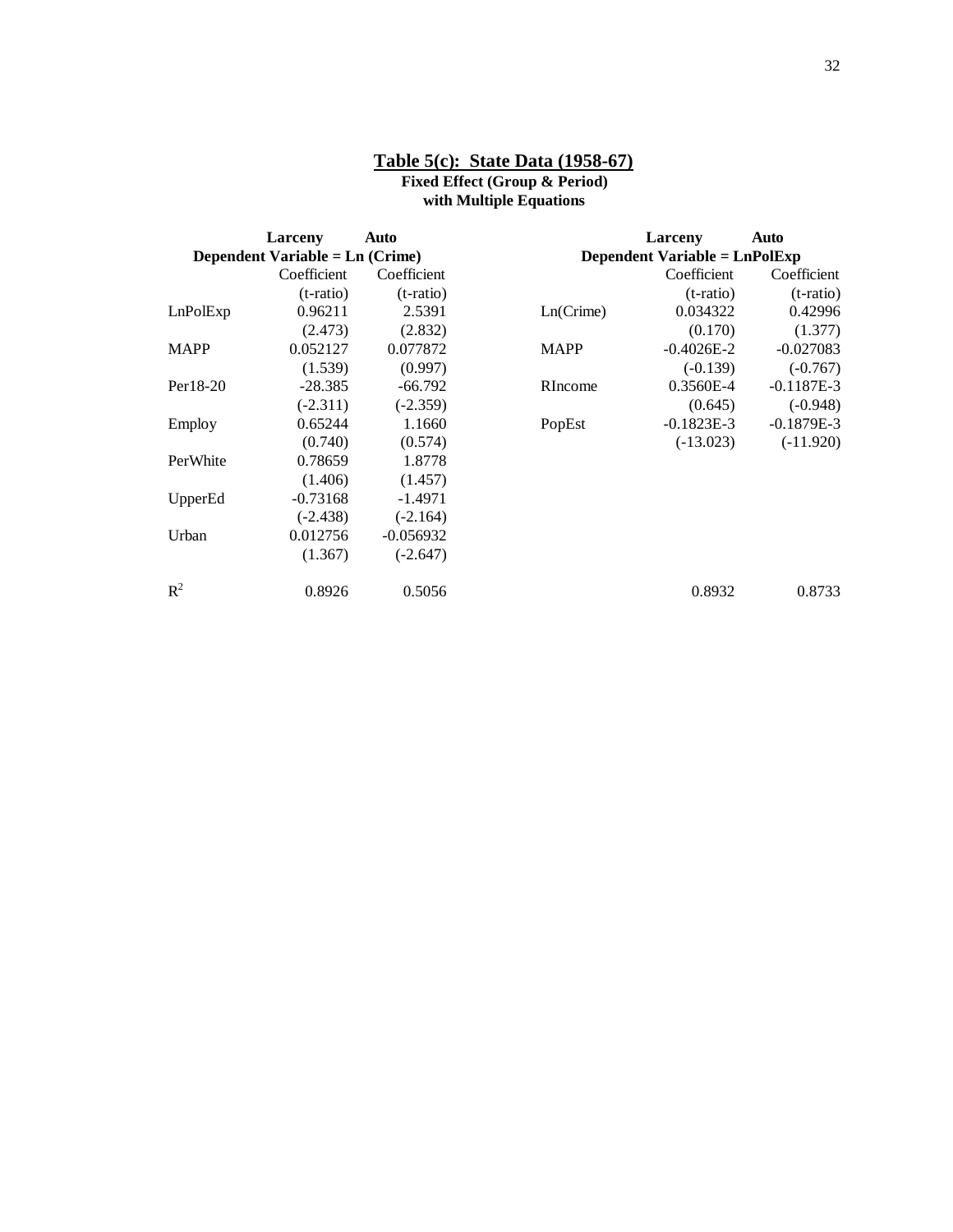## Table 5(c): State Data (1958-67)

**Fixed Effect (Group & Period)**
**with Multiple Equations**

| | Larceny | Auto |
|---|---|---|
| | **Dependent Variable = Ln (Crime)** | |
| | Coefficient | Coefficient |
| | (t-ratio) | (t-ratio) |
| LnPolExp | 0.96211 | 2.5391 |
| | (2.473) | (2.832) |
| MAPP | 0.052127 | 0.077872 |
| | (1.539) | (0.997) |
| Per18-20 | -28.385 | -66.792 |
| | (-2.311) | (-2.359) |
| Employ | 0.65244 | 1.1660 |
| | (0.740) | (0.574) |
| PerWhite | 0.78659 | 1.8778 |
| | (1.406) | (1.457) |
| UpperEd | -0.73168 | -1.4971 |
| | (-2.438) | (-2.164) |
| Urban | 0.012756 | -0.056932 |
| | (1.367) | (-2.647) |
| $R^2$ | 0.8926 | 0.5056 |

| | Larceny | Auto |
|---|---|---|
| | **Dependent Variable = LnPolExp** | |
| | Coefficient | Coefficient |
| | (t-ratio) | (t-ratio) |
| Ln(Crime) | 0.034322 | 0.42996 |
| | (0.170) | (1.377) |
| MAPP | -0.4026E-2 | -0.027083 |
| | (-0.139) | (-0.767) |
| RIncome | 0.3560E-4 | -0.1187E-3 |
| | (0.645) | (-0.948) |
| PopEst | -0.1823E-3 | -0.1879E-3 |
| | (-13.023) | (-11.920) |
| $R^2$ | 0.8932 | 0.8733 |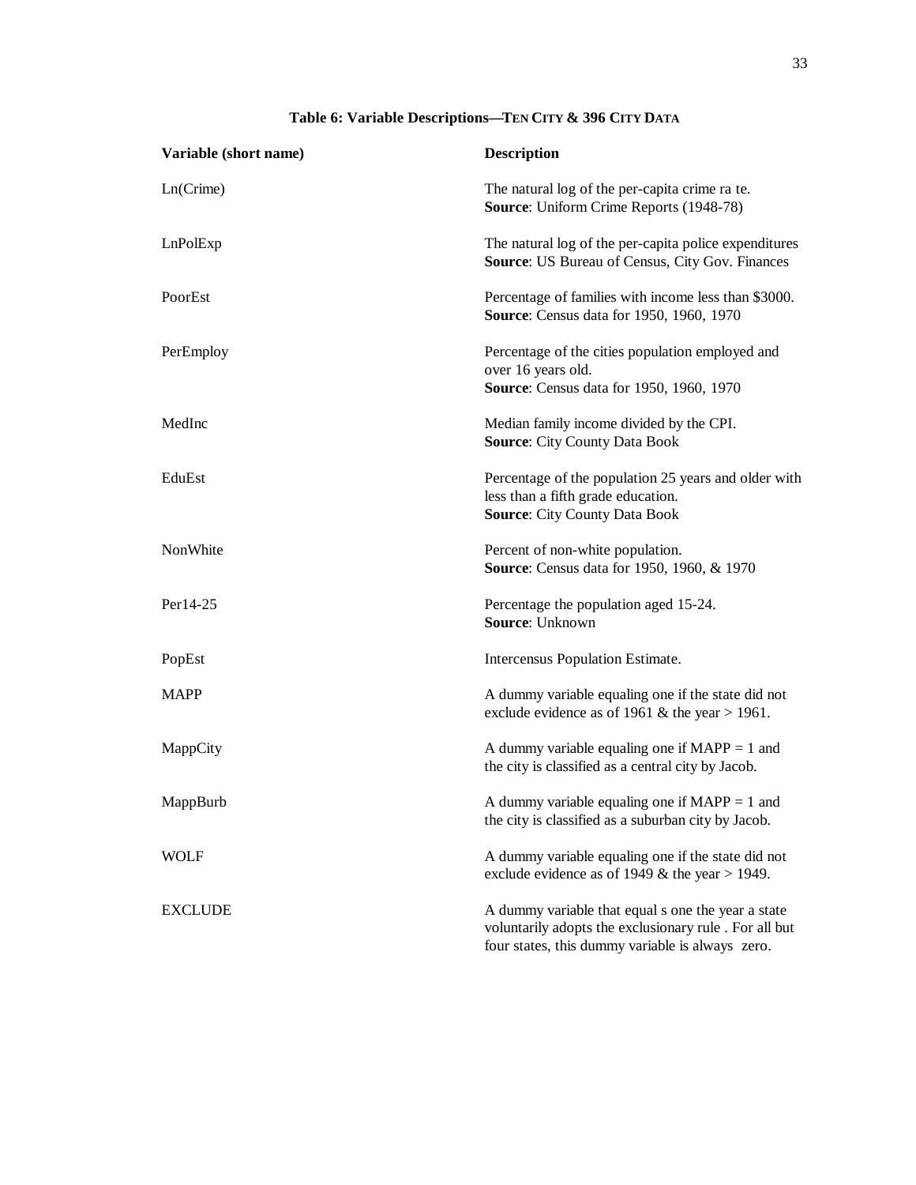**Table 6: Variable Descriptions—TEN CITY & 396 CITY DATA**

| Variable (short name) | Description |
|---|---|
| Ln(Crime) | The natural log of the per-capita crime ra te. **Source**: Uniform Crime Reports (1948-78) |
| LnPolExp | The natural log of the per-capita police expenditures **Source**: US Bureau of Census, City Gov. Finances |
| PoorEst | Percentage of families with income less than \$3000. **Source**: Census data for 1950, 1960, 1970 |
| PerEmploy | Percentage of the cities population employed and over 16 years old. **Source**: Census data for 1950, 1960, 1970 |
| MedInc | Median family income divided by the CPI. **Source**: City County Data Book |
| EduEst | Percentage of the population 25 years and older with less than a fifth grade education. **Source**: City County Data Book |
| NonWhite | Percent of non-white population. **Source**: Census data for 1950, 1960, & 1970 |
| Per14-25 | Percentage the population aged 15-24. **Source**: Unknown |
| PopEst | Intercensus Population Estimate. |
| MAPP | A dummy variable equaling one if the state did not exclude evidence as of 1961 & the year > 1961. |
| MappCity | A dummy variable equaling one if MAPP = 1 and the city is classified as a central city by Jacob. |
| MappBurb | A dummy variable equaling one if MAPP = 1 and the city is classified as a suburban city by Jacob. |
| WOLF | A dummy variable equaling one if the state did not exclude evidence as of 1949 & the year > 1949. |
| EXCLUDE | A dummy variable that equal s one the year a state voluntarily adopts the exclusionary rule . For all but four states, this dummy variable is always zero. |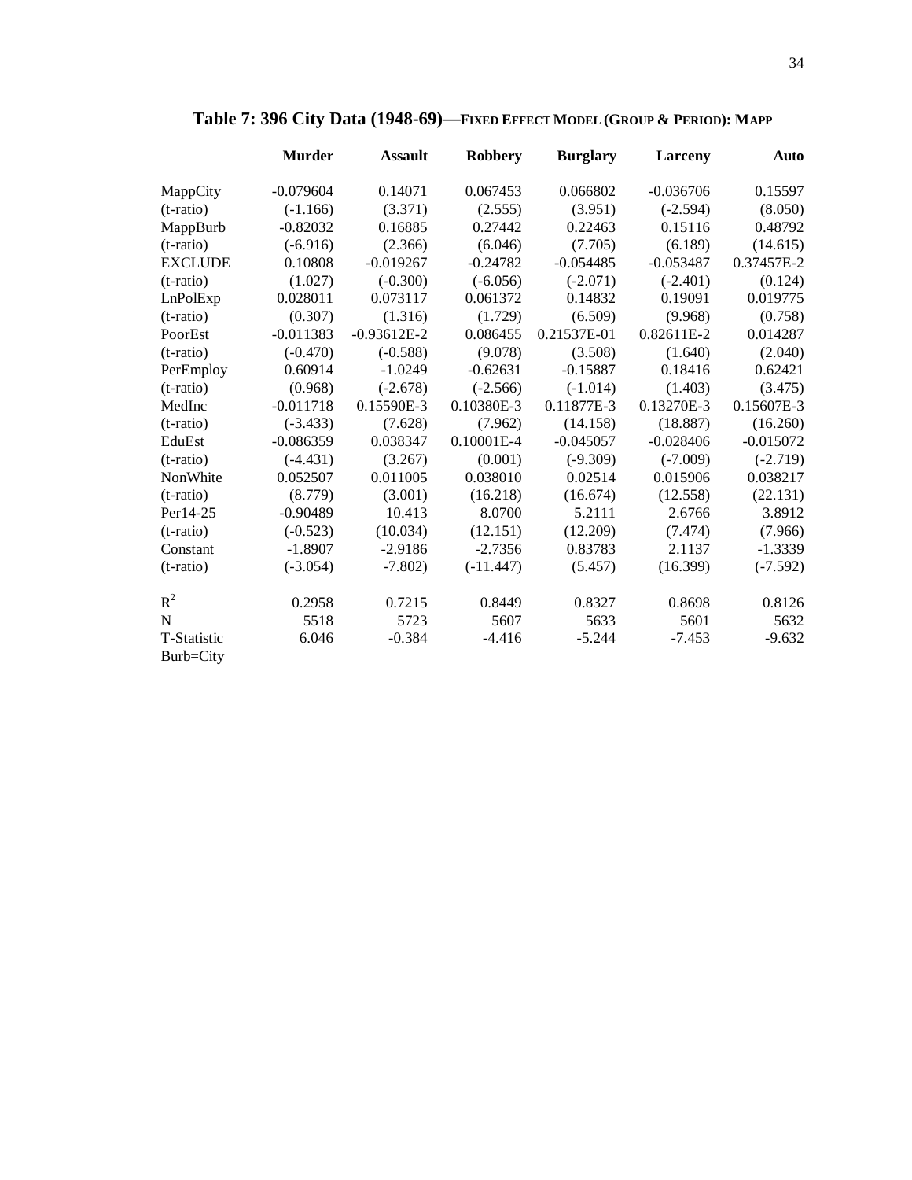## Table 7: 396 City Data (1948-69)—Fixed Effect Model (Group & Period): Mapp

| | Murder | Assault | Robbery | Burglary | Larceny | Auto |
|---|---|---|---|---|---|---|
| MappCity | -0.079604 | 0.14071 | 0.067453 | 0.066802 | -0.036706 | 0.15597 |
| (t-ratio) | (-1.166) | (3.371) | (2.555) | (3.951) | (-2.594) | (8.050) |
| MappBurb | -0.82032 | 0.16885 | 0.27442 | 0.22463 | 0.15116 | 0.48792 |
| (t-ratio) | (-6.916) | (2.366) | (6.046) | (7.705) | (6.189) | (14.615) |
| EXCLUDE | 0.10808 | -0.019267 | -0.24782 | -0.054485 | -0.053487 | 0.37457E-2 |
| (t-ratio) | (1.027) | (-0.300) | (-6.056) | (-2.071) | (-2.401) | (0.124) |
| LnPolExp | 0.028011 | 0.073117 | 0.061372 | 0.14832 | 0.19091 | 0.019775 |
| (t-ratio) | (0.307) | (1.316) | (1.729) | (6.509) | (9.968) | (0.758) |
| PoorEst | -0.011383 | -0.93612E-2 | 0.086455 | 0.21537E-01 | 0.82611E-2 | 0.014287 |
| (t-ratio) | (-0.470) | (-0.588) | (9.078) | (3.508) | (1.640) | (2.040) |
| PerEmploy | 0.60914 | -1.0249 | -0.62631 | -0.15887 | 0.18416 | 0.62421 |
| (t-ratio) | (0.968) | (-2.678) | (-2.566) | (-1.014) | (1.403) | (3.475) |
| MedInc | -0.011718 | 0.15590E-3 | 0.10380E-3 | 0.11877E-3 | 0.13270E-3 | 0.15607E-3 |
| (t-ratio) | (-3.433) | (7.628) | (7.962) | (14.158) | (18.887) | (16.260) |
| EduEst | -0.086359 | 0.038347 | 0.10001E-4 | -0.045057 | -0.028406 | -0.015072 |
| (t-ratio) | (-4.431) | (3.267) | (0.001) | (-9.309) | (-7.009) | (-2.719) |
| NonWhite | 0.052507 | 0.011005 | 0.038010 | 0.02514 | 0.015906 | 0.038217 |
| (t-ratio) | (8.779) | (3.001) | (16.218) | (16.674) | (12.558) | (22.131) |
| Per14-25 | -0.90489 | 10.413 | 8.0700 | 5.2111 | 2.6766 | 3.8912 |
| (t-ratio) | (-0.523) | (10.034) | (12.151) | (12.209) | (7.474) | (7.966) |
| Constant | -1.8907 | -2.9186 | -2.7356 | 0.83783 | 2.1137 | -1.3339 |
| (t-ratio) | (-3.054) | -7.802) | (-11.447) | (5.457) | (16.399) | (-7.592) |
| $R^2$ | 0.2958 | 0.7215 | 0.8449 | 0.8327 | 0.8698 | 0.8126 |
| N | 5518 | 5723 | 5607 | 5633 | 5601 | 5632 |
| T-Statistic Burb=City | 6.046 | -0.384 | -4.416 | -5.244 | -7.453 | -9.632 |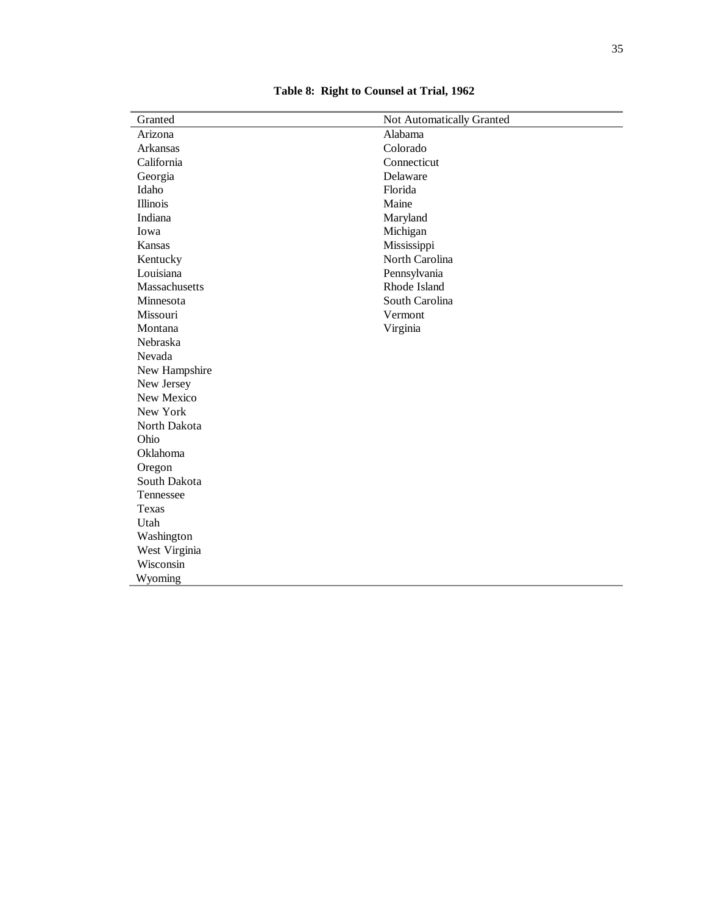**Table 8: Right to Counsel at Trial, 1962**

| Granted | Not Automatically Granted |
|---|---|
| Arizona | Alabama |
| Arkansas | Colorado |
| California | Connecticut |
| Georgia | Delaware |
| Idaho | Florida |
| Illinois | Maine |
| Indiana | Maryland |
| Iowa | Michigan |
| Kansas | Mississippi |
| Kentucky | North Carolina |
| Louisiana | Pennsylvania |
| Massachusetts | Rhode Island |
| Minnesota | South Carolina |
| Missouri | Vermont |
| Montana | Virginia |
| Nebraska | |
| Nevada | |
| New Hampshire | |
| New Jersey | |
| New Mexico | |
| New York | |
| North Dakota | |
| Ohio | |
| Oklahoma | |
| Oregon | |
| South Dakota | |
| Tennessee | |
| Texas | |
| Utah | |
| Washington | |
| West Virginia | |
| Wisconsin | |
| Wyoming | |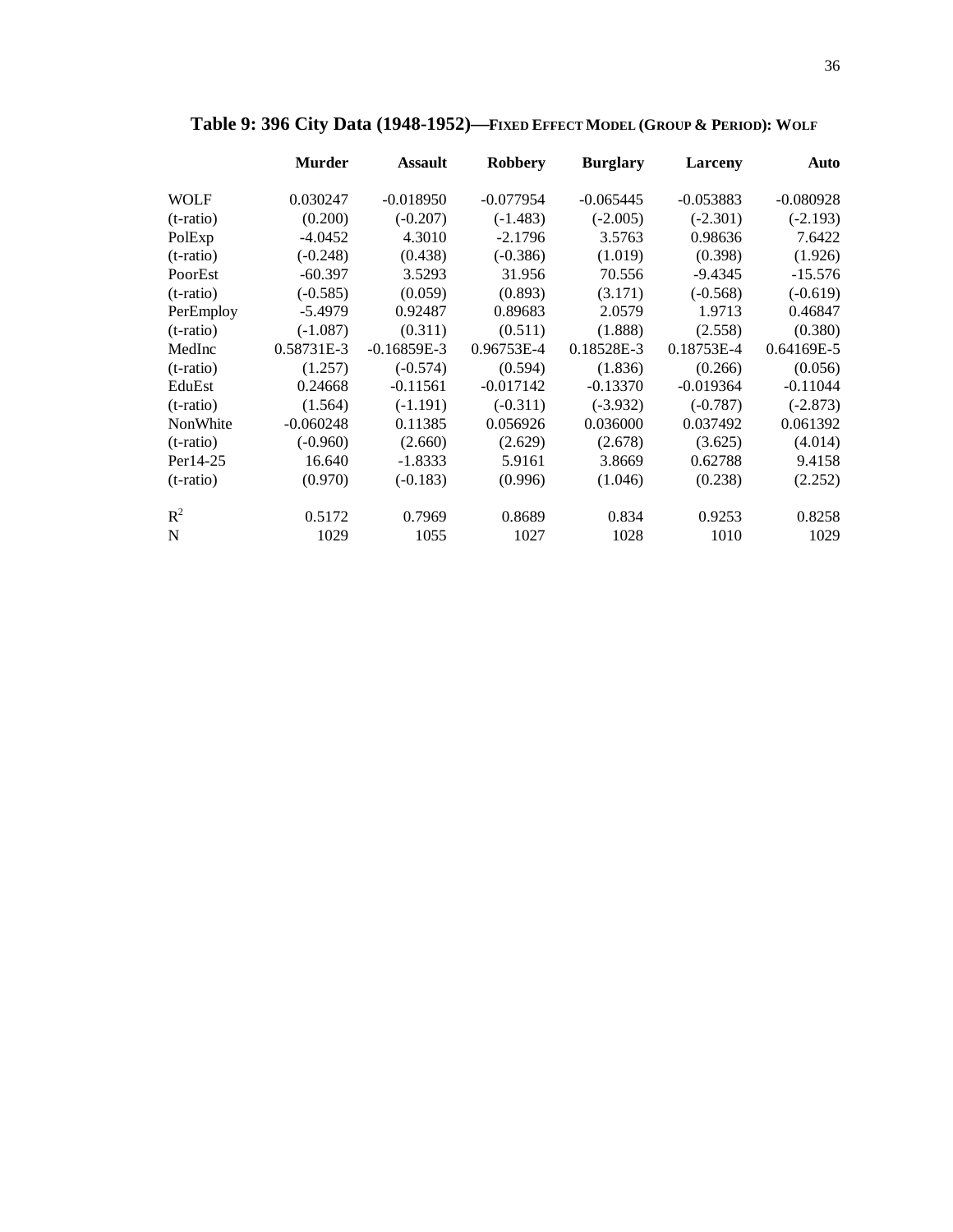**Table 9: 396 City Data (1948-1952)—FIXED EFFECT MODEL (GROUP & PERIOD): WOLF**

| | Murder | Assault | Robbery | Burglary | Larceny | Auto |
|---|---|---|---|---|---|---|
| WOLF | 0.030247 | -0.018950 | -0.077954 | -0.065445 | -0.053883 | -0.080928 |
| (t-ratio) | (0.200) | (-0.207) | (-1.483) | (-2.005) | (-2.301) | (-2.193) |
| PolExp | -4.0452 | 4.3010 | -2.1796 | 3.5763 | 0.98636 | 7.6422 |
| (t-ratio) | (-0.248) | (0.438) | (-0.386) | (1.019) | (0.398) | (1.926) |
| PoorEst | -60.397 | 3.5293 | 31.956 | 70.556 | -9.4345 | -15.576 |
| (t-ratio) | (-0.585) | (0.059) | (0.893) | (3.171) | (-0.568) | (-0.619) |
| PerEmploy | -5.4979 | 0.92487 | 0.89683 | 2.0579 | 1.9713 | 0.46847 |
| (t-ratio) | (-1.087) | (0.311) | (0.511) | (1.888) | (2.558) | (0.380) |
| MedInc | 0.58731E-3 | -0.16859E-3 | 0.96753E-4 | 0.18528E-3 | 0.18753E-4 | 0.64169E-5 |
| (t-ratio) | (1.257) | (-0.574) | (0.594) | (1.836) | (0.266) | (0.056) |
| EduEst | 0.24668 | -0.11561 | -0.017142 | -0.13370 | -0.019364 | -0.11044 |
| (t-ratio) | (1.564) | (-1.191) | (-0.311) | (-3.932) | (-0.787) | (-2.873) |
| NonWhite | -0.060248 | 0.11385 | 0.056926 | 0.036000 | 0.037492 | 0.061392 |
| (t-ratio) | (-0.960) | (2.660) | (2.629) | (2.678) | (3.625) | (4.014) |
| Per14-25 | 16.640 | -1.8333 | 5.9161 | 3.8669 | 0.62788 | 9.4158 |
| (t-ratio) | (0.970) | (-0.183) | (0.996) | (1.046) | (0.238) | (2.252) |
| $R^2$ | 0.5172 | 0.7969 | 0.8689 | 0.834 | 0.9253 | 0.8258 |
| N | 1029 | 1055 | 1027 | 1028 | 1010 | 1029 |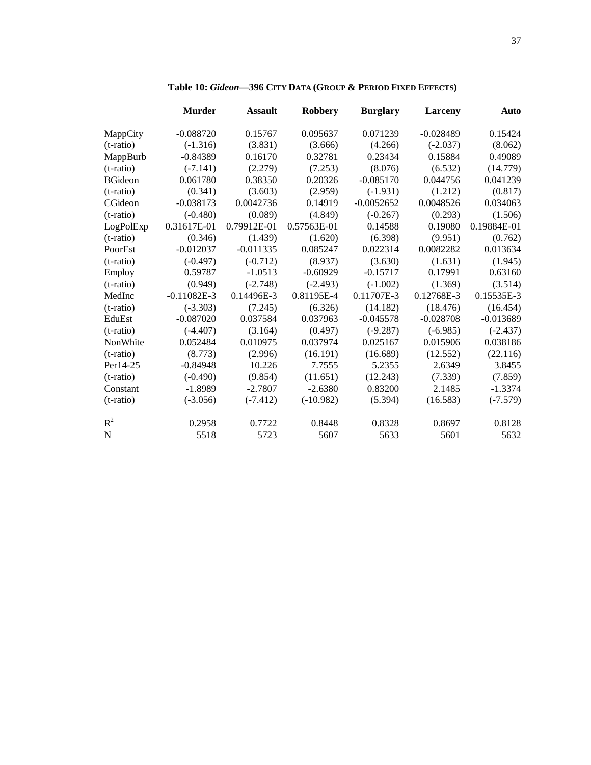**Table 10: *Gideon*—396 City Data (Group & Period Fixed Effects)**

| | Murder | Assault | Robbery | Burglary | Larceny | Auto |
|---|---|---|---|---|---|---|
| MappCity | -0.088720 | 0.15767 | 0.095637 | 0.071239 | -0.028489 | 0.15424 |
| (t-ratio) | (-1.316) | (3.831) | (3.666) | (4.266) | (-2.037) | (8.062) |
| MappBurb | -0.84389 | 0.16170 | 0.32781 | 0.23434 | 0.15884 | 0.49089 |
| (t-ratio) | (-7.141) | (2.279) | (7.253) | (8.076) | (6.532) | (14.779) |
| BGideon | 0.061780 | 0.38350 | 0.20326 | -0.085170 | 0.044756 | 0.041239 |
| (t-ratio) | (0.341) | (3.603) | (2.959) | (-1.931) | (1.212) | (0.817) |
| CGideon | -0.038173 | 0.0042736 | 0.14919 | -0.0052652 | 0.0048526 | 0.034063 |
| (t-ratio) | (-0.480) | (0.089) | (4.849) | (-0.267) | (0.293) | (1.506) |
| LogPolExp | 0.31617E-01 | 0.79912E-01 | 0.57563E-01 | 0.14588 | 0.19080 | 0.19884E-01 |
| (t-ratio) | (0.346) | (1.439) | (1.620) | (6.398) | (9.951) | (0.762) |
| PoorEst | -0.012037 | -0.011335 | 0.085247 | 0.022314 | 0.0082282 | 0.013634 |
| (t-ratio) | (-0.497) | (-0.712) | (8.937) | (3.630) | (1.631) | (1.945) |
| Employ | 0.59787 | -1.0513 | -0.60929 | -0.15717 | 0.17991 | 0.63160 |
| (t-ratio) | (0.949) | (-2.748) | (-2.493) | (-1.002) | (1.369) | (3.514) |
| MedInc | -0.11082E-3 | 0.14496E-3 | 0.81195E-4 | 0.11707E-3 | 0.12768E-3 | 0.15535E-3 |
| (t-ratio) | (-3.303) | (7.245) | (6.326) | (14.182) | (18.476) | (16.454) |
| EduEst | -0.087020 | 0.037584 | 0.037963 | -0.045578 | -0.028708 | -0.013689 |
| (t-ratio) | (-4.407) | (3.164) | (0.497) | (-9.287) | (-6.985) | (-2.437) |
| NonWhite | 0.052484 | 0.010975 | 0.037974 | 0.025167 | 0.015906 | 0.038186 |
| (t-ratio) | (8.773) | (2.996) | (16.191) | (16.689) | (12.552) | (22.116) |
| Per14-25 | -0.84948 | 10.226 | 7.7555 | 5.2355 | 2.6349 | 3.8455 |
| (t-ratio) | (-0.490) | (9.854) | (11.651) | (12.243) | (7.339) | (7.859) |
| Constant | -1.8989 | -2.7807 | -2.6380 | 0.83200 | 2.1485 | -1.3374 |
| (t-ratio) | (-3.056) | (-7.412) | (-10.982) | (5.394) | (16.583) | (-7.579) |
| $R^2$ | 0.2958 | 0.7722 | 0.8448 | 0.8328 | 0.8697 | 0.8128 |
| N | 5518 | 5723 | 5607 | 5633 | 5601 | 5632 |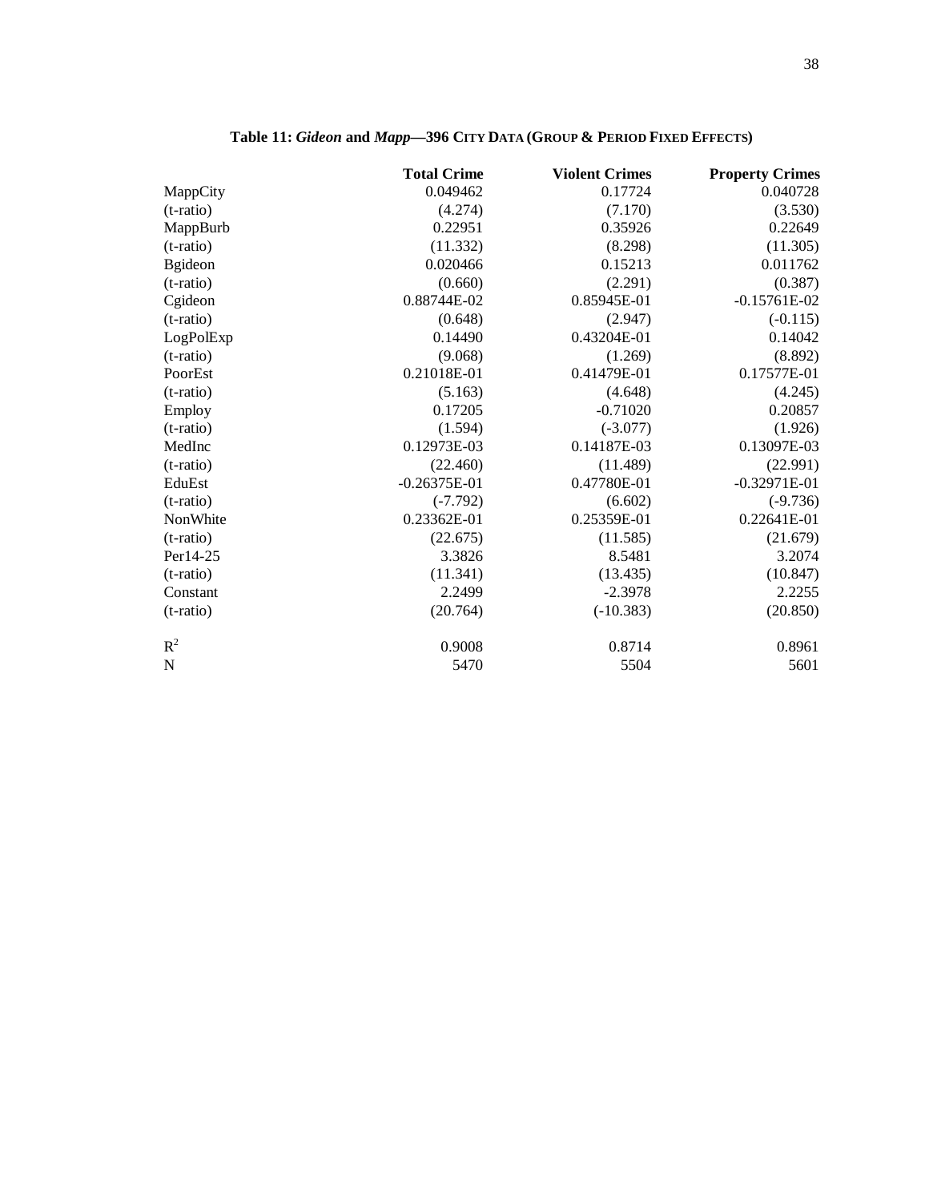**Table 11: *Gideon* and *Mapp*—396 CITY DATA (GROUP & PERIOD FIXED EFFECTS)**

| | **Total Crime** | **Violent Crimes** | **Property Crimes** |
|---|---|---|---|
| MappCity | 0.049462 | 0.17724 | 0.040728 |
| (t-ratio) | (4.274) | (7.170) | (3.530) |
| MappBurb | 0.22951 | 0.35926 | 0.22649 |
| (t-ratio) | (11.332) | (8.298) | (11.305) |
| Bgideon | 0.020466 | 0.15213 | 0.011762 |
| (t-ratio) | (0.660) | (2.291) | (0.387) |
| Cgideon | 0.88744E-02 | 0.85945E-01 | -0.15761E-02 |
| (t-ratio) | (0.648) | (2.947) | (-0.115) |
| LogPolExp | 0.14490 | 0.43204E-01 | 0.14042 |
| (t-ratio) | (9.068) | (1.269) | (8.892) |
| PoorEst | 0.21018E-01 | 0.41479E-01 | 0.17577E-01 |
| (t-ratio) | (5.163) | (4.648) | (4.245) |
| Employ | 0.17205 | -0.71020 | 0.20857 |
| (t-ratio) | (1.594) | (-3.077) | (1.926) |
| MedInc | 0.12973E-03 | 0.14187E-03 | 0.13097E-03 |
| (t-ratio) | (22.460) | (11.489) | (22.991) |
| EduEst | -0.26375E-01 | 0.47780E-01 | -0.32971E-01 |
| (t-ratio) | (-7.792) | (6.602) | (-9.736) |
| NonWhite | 0.23362E-01 | 0.25359E-01 | 0.22641E-01 |
| (t-ratio) | (22.675) | (11.585) | (21.679) |
| Per14-25 | 3.3826 | 8.5481 | 3.2074 |
| (t-ratio) | (11.341) | (13.435) | (10.847) |
| Constant | 2.2499 | -2.3978 | 2.2255 |
| (t-ratio) | (20.764) | (-10.383) | (20.850) |
| $R^2$ | 0.9008 | 0.8714 | 0.8961 |
| N | 5470 | 5504 | 5601 |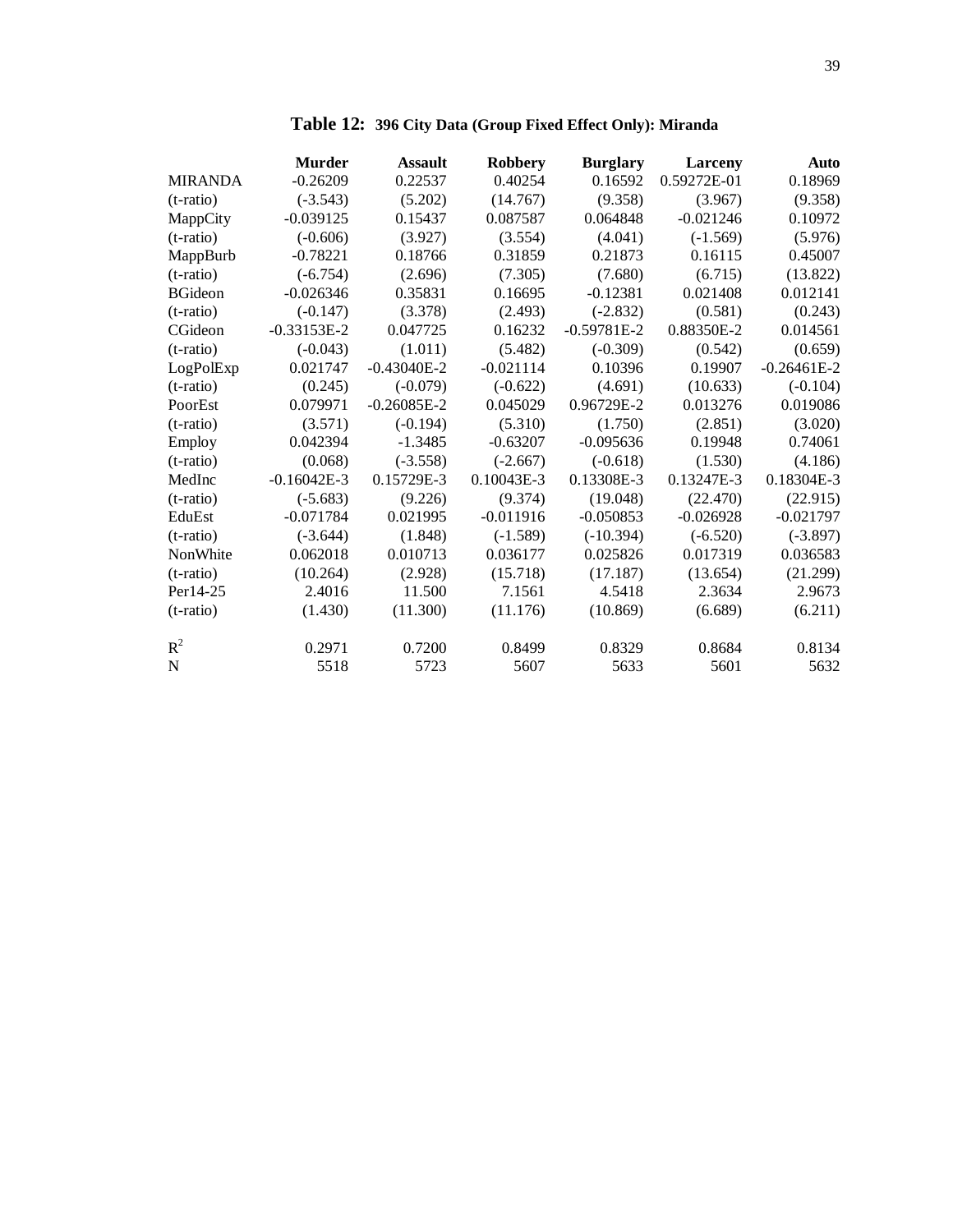**Table 12: 396 City Data (Group Fixed Effect Only): Miranda**

| | **Murder** | **Assault** | **Robbery** | **Burglary** | **Larceny** | **Auto** |
|---|---|---|---|---|---|---|
| MIRANDA | -0.26209 | 0.22537 | 0.40254 | 0.16592 | 0.59272E-01 | 0.18969 |
| (t-ratio) | (-3.543) | (5.202) | (14.767) | (9.358) | (3.967) | (9.358) |
| MappCity | -0.039125 | 0.15437 | 0.087587 | 0.064848 | -0.021246 | 0.10972 |
| (t-ratio) | (-0.606) | (3.927) | (3.554) | (4.041) | (-1.569) | (5.976) |
| MappBurb | -0.78221 | 0.18766 | 0.31859 | 0.21873 | 0.16115 | 0.45007 |
| (t-ratio) | (-6.754) | (2.696) | (7.305) | (7.680) | (6.715) | (13.822) |
| BGideon | -0.026346 | 0.35831 | 0.16695 | -0.12381 | 0.021408 | 0.012141 |
| (t-ratio) | (-0.147) | (3.378) | (2.493) | (-2.832) | (0.581) | (0.243) |
| CGideon | -0.33153E-2 | 0.047725 | 0.16232 | -0.59781E-2 | 0.88350E-2 | 0.014561 |
| (t-ratio) | (-0.043) | (1.011) | (5.482) | (-0.309) | (0.542) | (0.659) |
| LogPolExp | 0.021747 | -0.43040E-2 | -0.021114 | 0.10396 | 0.19907 | -0.26461E-2 |
| (t-ratio) | (0.245) | (-0.079) | (-0.622) | (4.691) | (10.633) | (-0.104) |
| PoorEst | 0.079971 | -0.26085E-2 | 0.045029 | 0.96729E-2 | 0.013276 | 0.019086 |
| (t-ratio) | (3.571) | (-0.194) | (5.310) | (1.750) | (2.851) | (3.020) |
| Employ | 0.042394 | -1.3485 | -0.63207 | -0.095636 | 0.19948 | 0.74061 |
| (t-ratio) | (0.068) | (-3.558) | (-2.667) | (-0.618) | (1.530) | (4.186) |
| MedInc | -0.16042E-3 | 0.15729E-3 | 0.10043E-3 | 0.13308E-3 | 0.13247E-3 | 0.18304E-3 |
| (t-ratio) | (-5.683) | (9.226) | (9.374) | (19.048) | (22.470) | (22.915) |
| EduEst | -0.071784 | 0.021995 | -0.011916 | -0.050853 | -0.026928 | -0.021797 |
| (t-ratio) | (-3.644) | (1.848) | (-1.589) | (-10.394) | (-6.520) | (-3.897) |
| NonWhite | 0.062018 | 0.010713 | 0.036177 | 0.025826 | 0.017319 | 0.036583 |
| (t-ratio) | (10.264) | (2.928) | (15.718) | (17.187) | (13.654) | (21.299) |
| Per14-25 | 2.4016 | 11.500 | 7.1561 | 4.5418 | 2.3634 | 2.9673 |
| (t-ratio) | (1.430) | (11.300) | (11.176) | (10.869) | (6.689) | (6.211) |
| $R^2$ | 0.2971 | 0.7200 | 0.8499 | 0.8329 | 0.8684 | 0.8134 |
| N | 5518 | 5723 | 5607 | 5633 | 5601 | 5632 |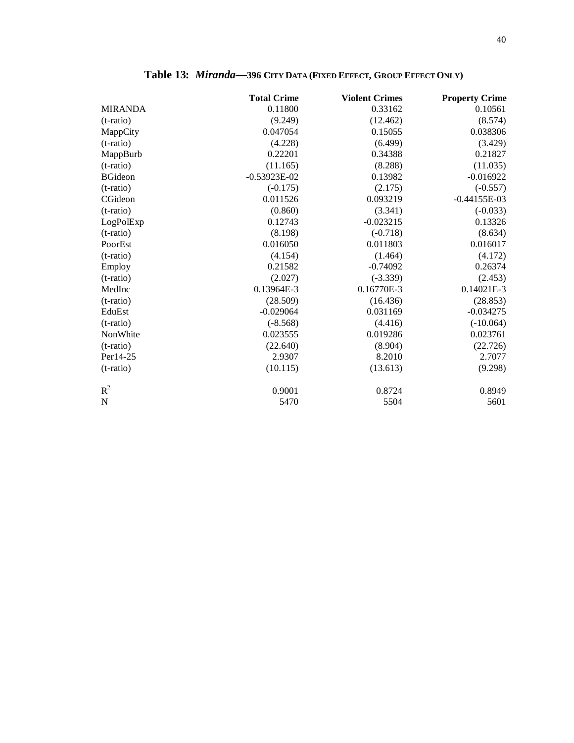### Table 13: *Miranda*—396 City Data (Fixed Effect, Group Effect Only)

| | Total Crime | Violent Crimes | Property Crime |
|---|---|---|---|
| MIRANDA | 0.11800 | 0.33162 | 0.10561 |
| (t-ratio) | (9.249) | (12.462) | (8.574) |
| MappCity | 0.047054 | 0.15055 | 0.038306 |
| (t-ratio) | (4.228) | (6.499) | (3.429) |
| MappBurb | 0.22201 | 0.34388 | 0.21827 |
| (t-ratio) | (11.165) | (8.288) | (11.035) |
| BGideon | -0.53923E-02 | 0.13982 | -0.016922 |
| (t-ratio) | (-0.175) | (2.175) | (-0.557) |
| CGideon | 0.011526 | 0.093219 | -0.44155E-03 |
| (t-ratio) | (0.860) | (3.341) | (-0.033) |
| LogPolExp | 0.12743 | -0.023215 | 0.13326 |
| (t-ratio) | (8.198) | (-0.718) | (8.634) |
| PoorEst | 0.016050 | 0.011803 | 0.016017 |
| (t-ratio) | (4.154) | (1.464) | (4.172) |
| Employ | 0.21582 | -0.74092 | 0.26374 |
| (t-ratio) | (2.027) | (-3.339) | (2.453) |
| MedInc | 0.13964E-3 | 0.16770E-3 | 0.14021E-3 |
| (t-ratio) | (28.509) | (16.436) | (28.853) |
| EduEst | -0.029064 | 0.031169 | -0.034275 |
| (t-ratio) | (-8.568) | (4.416) | (-10.064) |
| NonWhite | 0.023555 | 0.019286 | 0.023761 |
| (t-ratio) | (22.640) | (8.904) | (22.726) |
| Per14-25 | 2.9307 | 8.2010 | 2.7077 |
| (t-ratio) | (10.115) | (13.613) | (9.298) |
| $R^2$ | 0.9001 | 0.8724 | 0.8949 |
| N | 5470 | 5504 | 5601 |